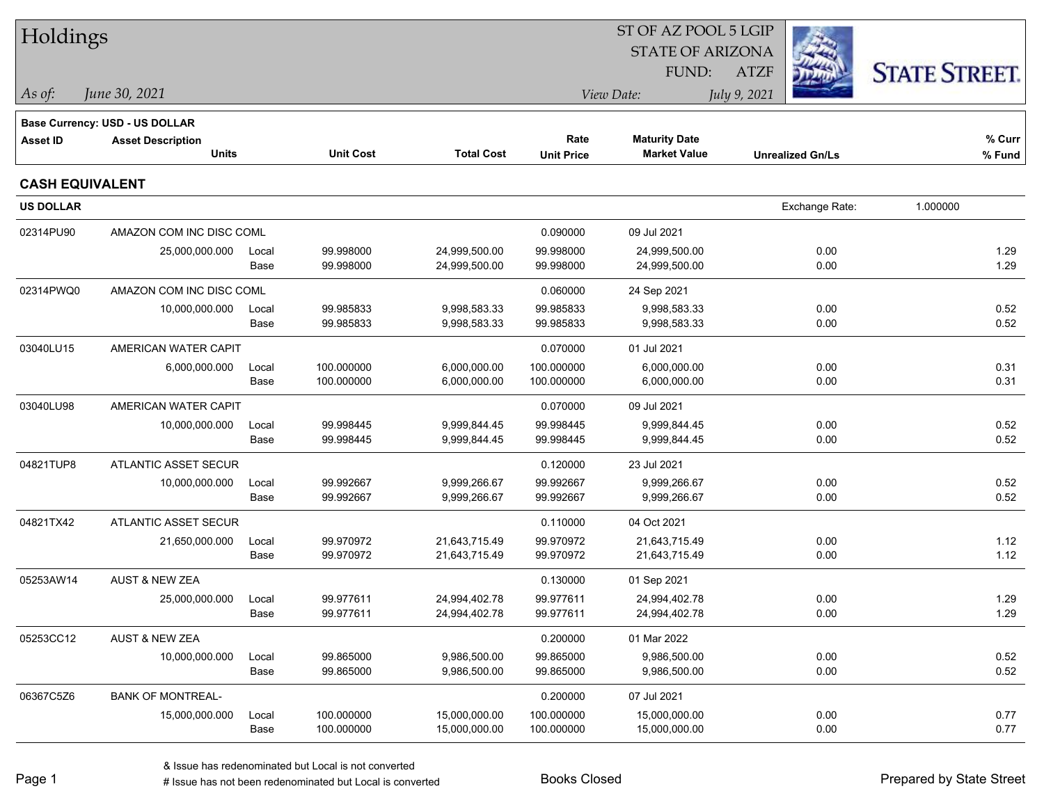# Holdings

ST OF AZ POOL 5 LGIP
STATE OF ARIZONA
FUND: ATZF

*As of:* *June 30, 2021*

*View Date:* *July 9, 2021*

STATE STREET.

**Base Currency: USD - US DOLLAR**

## CASH EQUIVALENT

**US DOLLAR** — Exchange Rate: 1.000000

| Asset ID | Asset Description / Units | | Unit Cost | Total Cost | Rate / Unit Price | Maturity Date / Market Value | Unrealized Gn/Ls | % Curr / % Fund |
|---|---|---|---|---|---|---|---|---|
| 02314PU90 | AMAZON COM INC DISC COML | | | | 0.090000 | 09 Jul 2021 | | |
| | 25,000,000.000 | Local | 99.998000 | 24,999,500.00 | 99.998000 | 24,999,500.00 | 0.00 | 1.29 |
| | | Base | 99.998000 | 24,999,500.00 | 99.998000 | 24,999,500.00 | 0.00 | 1.29 |
| 02314PWQ0 | AMAZON COM INC DISC COML | | | | 0.060000 | 24 Sep 2021 | | |
| | 10,000,000.000 | Local | 99.985833 | 9,998,583.33 | 99.985833 | 9,998,583.33 | 0.00 | 0.52 |
| | | Base | 99.985833 | 9,998,583.33 | 99.985833 | 9,998,583.33 | 0.00 | 0.52 |
| 03040LU15 | AMERICAN WATER CAPIT | | | | 0.070000 | 01 Jul 2021 | | |
| | 6,000,000.000 | Local | 100.000000 | 6,000,000.00 | 100.000000 | 6,000,000.00 | 0.00 | 0.31 |
| | | Base | 100.000000 | 6,000,000.00 | 100.000000 | 6,000,000.00 | 0.00 | 0.31 |
| 03040LU98 | AMERICAN WATER CAPIT | | | | 0.070000 | 09 Jul 2021 | | |
| | 10,000,000.000 | Local | 99.998445 | 9,999,844.45 | 99.998445 | 9,999,844.45 | 0.00 | 0.52 |
| | | Base | 99.998445 | 9,999,844.45 | 99.998445 | 9,999,844.45 | 0.00 | 0.52 |
| 04821TUP8 | ATLANTIC ASSET SECUR | | | | 0.120000 | 23 Jul 2021 | | |
| | 10,000,000.000 | Local | 99.992667 | 9,999,266.67 | 99.992667 | 9,999,266.67 | 0.00 | 0.52 |
| | | Base | 99.992667 | 9,999,266.67 | 99.992667 | 9,999,266.67 | 0.00 | 0.52 |
| 04821TX42 | ATLANTIC ASSET SECUR | | | | 0.110000 | 04 Oct 2021 | | |
| | 21,650,000.000 | Local | 99.970972 | 21,643,715.49 | 99.970972 | 21,643,715.49 | 0.00 | 1.12 |
| | | Base | 99.970972 | 21,643,715.49 | 99.970972 | 21,643,715.49 | 0.00 | 1.12 |
| 05253AW14 | AUST & NEW ZEA | | | | 0.130000 | 01 Sep 2021 | | |
| | 25,000,000.000 | Local | 99.977611 | 24,994,402.78 | 99.977611 | 24,994,402.78 | 0.00 | 1.29 |
| | | Base | 99.977611 | 24,994,402.78 | 99.977611 | 24,994,402.78 | 0.00 | 1.29 |
| 05253CC12 | AUST & NEW ZEA | | | | 0.200000 | 01 Mar 2022 | | |
| | 10,000,000.000 | Local | 99.865000 | 9,986,500.00 | 99.865000 | 9,986,500.00 | 0.00 | 0.52 |
| | | Base | 99.865000 | 9,986,500.00 | 99.865000 | 9,986,500.00 | 0.00 | 0.52 |
| 06367C5Z6 | BANK OF MONTREAL- | | | | 0.200000 | 07 Jul 2021 | | |
| | 15,000,000.000 | Local | 100.000000 | 15,000,000.00 | 100.000000 | 15,000,000.00 | 0.00 | 0.77 |
| | | Base | 100.000000 | 15,000,000.00 | 100.000000 | 15,000,000.00 | 0.00 | 0.77 |

& Issue has redenominated but Local is not converted
# Issue has not been redenominated but Local is converted

Books Closed

Prepared by State Street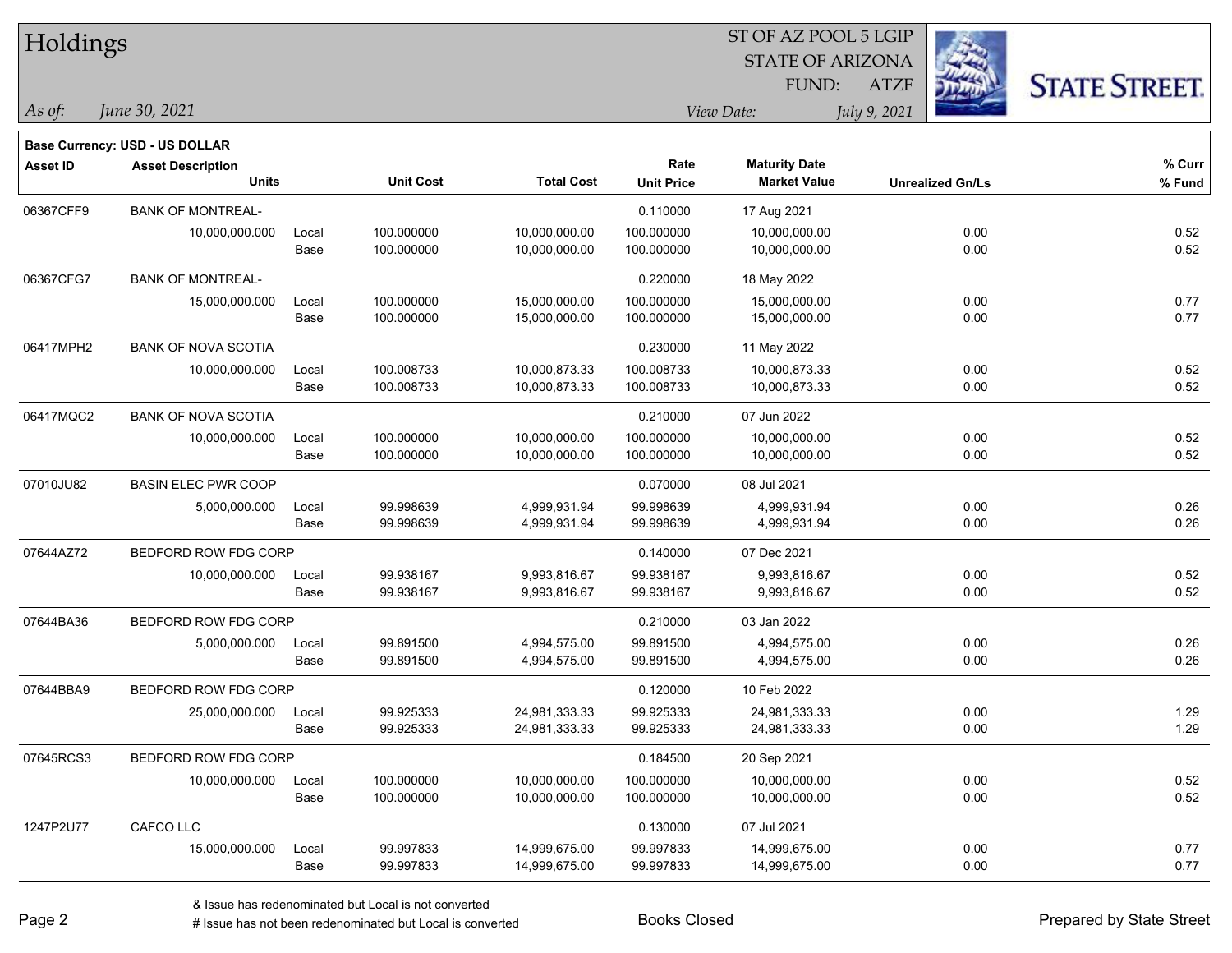# Holdings

*As of:* *June 30, 2021*

ST OF AZ POOL 5 LGIP
STATE OF ARIZONA
FUND: ATZF

*View Date:* *July 9, 2021*

**STATE STREET.**

**Base Currency: USD - US DOLLAR**

| Asset ID | Asset Description / Units | | Unit Cost | Total Cost | Rate / Unit Price | Maturity Date / Market Value | Unrealized Gn/Ls | % Curr / % Fund |
|---|---|---|---|---|---|---|---|---|
| 06367CFF9 | BANK OF MONTREAL- | | | | 0.110000 | 17 Aug 2021 | | |
| | 10,000,000.000 | Local | 100.000000 | 10,000,000.00 | 100.000000 | 10,000,000.00 | 0.00 | 0.52 |
| | | Base | 100.000000 | 10,000,000.00 | 100.000000 | 10,000,000.00 | 0.00 | 0.52 |
| 06367CFG7 | BANK OF MONTREAL- | | | | 0.220000 | 18 May 2022 | | |
| | 15,000,000.000 | Local | 100.000000 | 15,000,000.00 | 100.000000 | 15,000,000.00 | 0.00 | 0.77 |
| | | Base | 100.000000 | 15,000,000.00 | 100.000000 | 15,000,000.00 | 0.00 | 0.77 |
| 06417MPH2 | BANK OF NOVA SCOTIA | | | | 0.230000 | 11 May 2022 | | |
| | 10,000,000.000 | Local | 100.008733 | 10,000,873.33 | 100.008733 | 10,000,873.33 | 0.00 | 0.52 |
| | | Base | 100.008733 | 10,000,873.33 | 100.008733 | 10,000,873.33 | 0.00 | 0.52 |
| 06417MQC2 | BANK OF NOVA SCOTIA | | | | 0.210000 | 07 Jun 2022 | | |
| | 10,000,000.000 | Local | 100.000000 | 10,000,000.00 | 100.000000 | 10,000,000.00 | 0.00 | 0.52 |
| | | Base | 100.000000 | 10,000,000.00 | 100.000000 | 10,000,000.00 | 0.00 | 0.52 |
| 07010JU82 | BASIN ELEC PWR COOP | | | | 0.070000 | 08 Jul 2021 | | |
| | 5,000,000.000 | Local | 99.998639 | 4,999,931.94 | 99.998639 | 4,999,931.94 | 0.00 | 0.26 |
| | | Base | 99.998639 | 4,999,931.94 | 99.998639 | 4,999,931.94 | 0.00 | 0.26 |
| 07644AZ72 | BEDFORD ROW FDG CORP | | | | 0.140000 | 07 Dec 2021 | | |
| | 10,000,000.000 | Local | 99.938167 | 9,993,816.67 | 99.938167 | 9,993,816.67 | 0.00 | 0.52 |
| | | Base | 99.938167 | 9,993,816.67 | 99.938167 | 9,993,816.67 | 0.00 | 0.52 |
| 07644BA36 | BEDFORD ROW FDG CORP | | | | 0.210000 | 03 Jan 2022 | | |
| | 5,000,000.000 | Local | 99.891500 | 4,994,575.00 | 99.891500 | 4,994,575.00 | 0.00 | 0.26 |
| | | Base | 99.891500 | 4,994,575.00 | 99.891500 | 4,994,575.00 | 0.00 | 0.26 |
| 07644BBA9 | BEDFORD ROW FDG CORP | | | | 0.120000 | 10 Feb 2022 | | |
| | 25,000,000.000 | Local | 99.925333 | 24,981,333.33 | 99.925333 | 24,981,333.33 | 0.00 | 1.29 |
| | | Base | 99.925333 | 24,981,333.33 | 99.925333 | 24,981,333.33 | 0.00 | 1.29 |
| 07645RCS3 | BEDFORD ROW FDG CORP | | | | 0.184500 | 20 Sep 2021 | | |
| | 10,000,000.000 | Local | 100.000000 | 10,000,000.00 | 100.000000 | 10,000,000.00 | 0.00 | 0.52 |
| | | Base | 100.000000 | 10,000,000.00 | 100.000000 | 10,000,000.00 | 0.00 | 0.52 |
| 1247P2U77 | CAFCO LLC | | | | 0.130000 | 07 Jul 2021 | | |
| | 15,000,000.000 | Local | 99.997833 | 14,999,675.00 | 99.997833 | 14,999,675.00 | 0.00 | 0.77 |
| | | Base | 99.997833 | 14,999,675.00 | 99.997833 | 14,999,675.00 | 0.00 | 0.77 |

& Issue has redenominated but Local is not converted
# Issue has not been redenominated but Local is converted

Books Closed

Prepared by State Street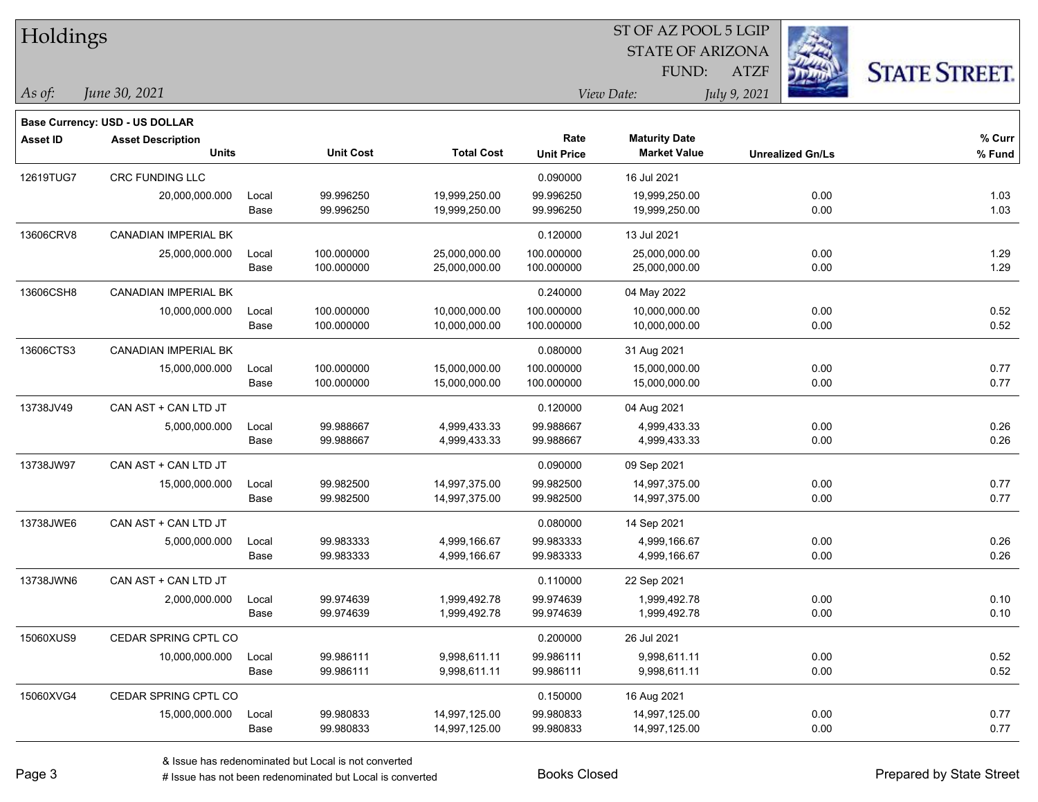# Holdings

*As of:* *June 30, 2021*

ST OF AZ POOL 5 LGIP
STATE OF ARIZONA
FUND: ATZF

*View Date:* *July 9, 2021*

**Base Currency: USD - US DOLLAR**

| Asset ID | Asset Description / Units | | Unit Cost | Total Cost | Rate / Unit Price | Maturity Date / Market Value | Unrealized Gn/Ls | % Curr / % Fund |
|---|---|---|---|---|---|---|---|---|
| 12619TUG7 | CRC FUNDING LLC | | | | 0.090000 | 16 Jul 2021 | | |
| | 20,000,000.000 | Local | 99.996250 | 19,999,250.00 | 99.996250 | 19,999,250.00 | 0.00 | 1.03 |
| | | Base | 99.996250 | 19,999,250.00 | 99.996250 | 19,999,250.00 | 0.00 | 1.03 |
| 13606CRV8 | CANADIAN IMPERIAL BK | | | | 0.120000 | 13 Jul 2021 | | |
| | 25,000,000.000 | Local | 100.000000 | 25,000,000.00 | 100.000000 | 25,000,000.00 | 0.00 | 1.29 |
| | | Base | 100.000000 | 25,000,000.00 | 100.000000 | 25,000,000.00 | 0.00 | 1.29 |
| 13606CSH8 | CANADIAN IMPERIAL BK | | | | 0.240000 | 04 May 2022 | | |
| | 10,000,000.000 | Local | 100.000000 | 10,000,000.00 | 100.000000 | 10,000,000.00 | 0.00 | 0.52 |
| | | Base | 100.000000 | 10,000,000.00 | 100.000000 | 10,000,000.00 | 0.00 | 0.52 |
| 13606CTS3 | CANADIAN IMPERIAL BK | | | | 0.080000 | 31 Aug 2021 | | |
| | 15,000,000.000 | Local | 100.000000 | 15,000,000.00 | 100.000000 | 15,000,000.00 | 0.00 | 0.77 |
| | | Base | 100.000000 | 15,000,000.00 | 100.000000 | 15,000,000.00 | 0.00 | 0.77 |
| 13738JV49 | CAN AST + CAN LTD JT | | | | 0.120000 | 04 Aug 2021 | | |
| | 5,000,000.000 | Local | 99.988667 | 4,999,433.33 | 99.988667 | 4,999,433.33 | 0.00 | 0.26 |
| | | Base | 99.988667 | 4,999,433.33 | 99.988667 | 4,999,433.33 | 0.00 | 0.26 |
| 13738JW97 | CAN AST + CAN LTD JT | | | | 0.090000 | 09 Sep 2021 | | |
| | 15,000,000.000 | Local | 99.982500 | 14,997,375.00 | 99.982500 | 14,997,375.00 | 0.00 | 0.77 |
| | | Base | 99.982500 | 14,997,375.00 | 99.982500 | 14,997,375.00 | 0.00 | 0.77 |
| 13738JWE6 | CAN AST + CAN LTD JT | | | | 0.080000 | 14 Sep 2021 | | |
| | 5,000,000.000 | Local | 99.983333 | 4,999,166.67 | 99.983333 | 4,999,166.67 | 0.00 | 0.26 |
| | | Base | 99.983333 | 4,999,166.67 | 99.983333 | 4,999,166.67 | 0.00 | 0.26 |
| 13738JWN6 | CAN AST + CAN LTD JT | | | | 0.110000 | 22 Sep 2021 | | |
| | 2,000,000.000 | Local | 99.974639 | 1,999,492.78 | 99.974639 | 1,999,492.78 | 0.00 | 0.10 |
| | | Base | 99.974639 | 1,999,492.78 | 99.974639 | 1,999,492.78 | 0.00 | 0.10 |
| 15060XUS9 | CEDAR SPRING CPTL CO | | | | 0.200000 | 26 Jul 2021 | | |
| | 10,000,000.000 | Local | 99.986111 | 9,998,611.11 | 99.986111 | 9,998,611.11 | 0.00 | 0.52 |
| | | Base | 99.986111 | 9,998,611.11 | 99.986111 | 9,998,611.11 | 0.00 | 0.52 |
| 15060XVG4 | CEDAR SPRING CPTL CO | | | | 0.150000 | 16 Aug 2021 | | |
| | 15,000,000.000 | Local | 99.980833 | 14,997,125.00 | 99.980833 | 14,997,125.00 | 0.00 | 0.77 |
| | | Base | 99.980833 | 14,997,125.00 | 99.980833 | 14,997,125.00 | 0.00 | 0.77 |

& Issue has redenominated but Local is not converted
# Issue has not been redenominated but Local is converted

Books Closed

Prepared by State Street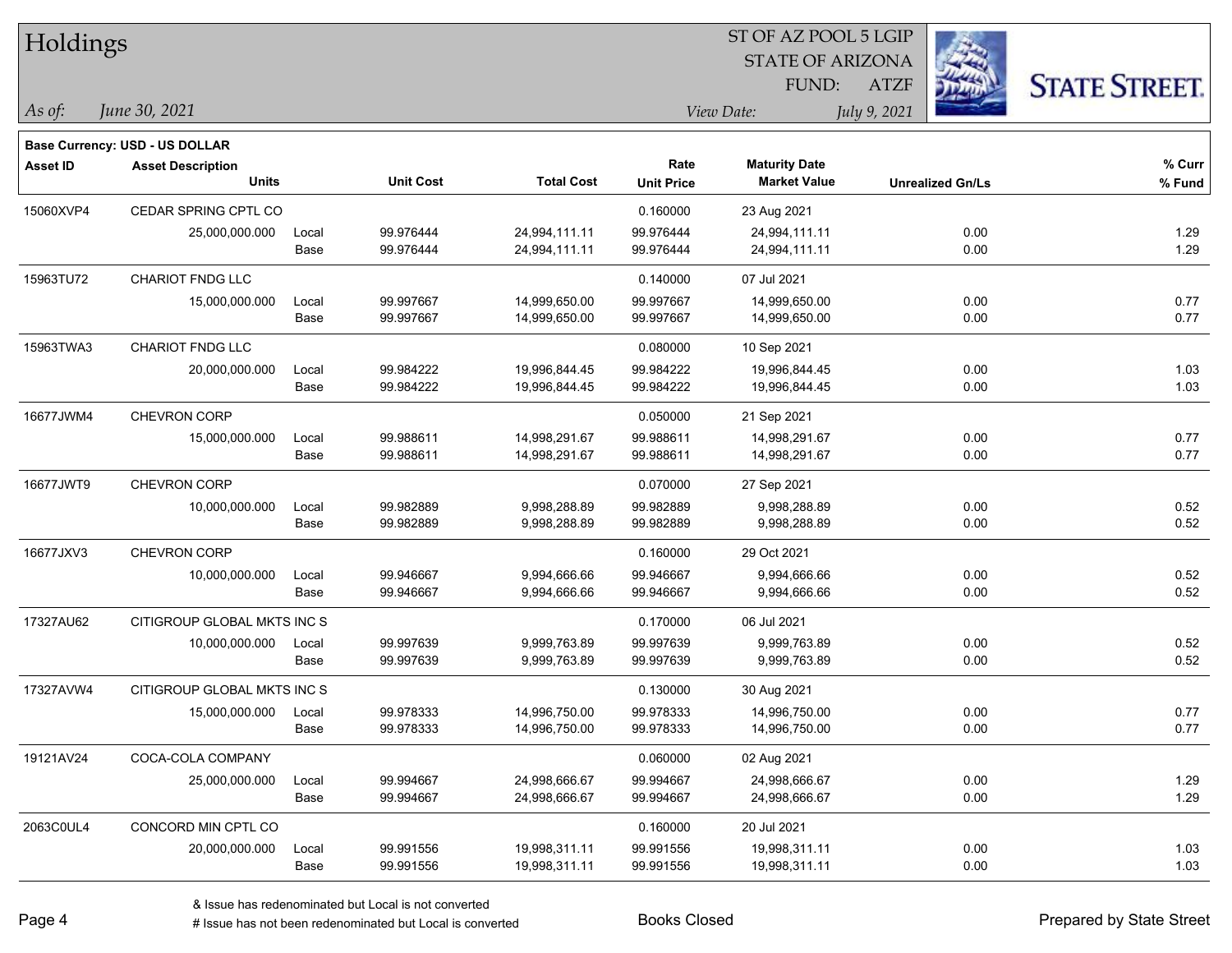# Holdings

ST OF AZ POOL 5 LGIP
STATE OF ARIZONA
FUND: ATZF

*As of:* *June 30, 2021*

*View Date:* *July 9, 2021*

**Base Currency: USD - US DOLLAR**

| Asset ID | Asset Description / Units | | Unit Cost | Total Cost | Rate / Unit Price | Maturity Date / Market Value | Unrealized Gn/Ls | % Curr / % Fund |
|---|---|---|---|---|---|---|---|---|
| 15060XVP4 | CEDAR SPRING CPTL CO | | | | 0.160000 | 23 Aug 2021 | | |
| | 25,000,000.000 | Local | 99.976444 | 24,994,111.11 | 99.976444 | 24,994,111.11 | 0.00 | 1.29 |
| | | Base | 99.976444 | 24,994,111.11 | 99.976444 | 24,994,111.11 | 0.00 | 1.29 |
| 15963TU72 | CHARIOT FNDG LLC | | | | 0.140000 | 07 Jul 2021 | | |
| | 15,000,000.000 | Local | 99.997667 | 14,999,650.00 | 99.997667 | 14,999,650.00 | 0.00 | 0.77 |
| | | Base | 99.997667 | 14,999,650.00 | 99.997667 | 14,999,650.00 | 0.00 | 0.77 |
| 15963TWA3 | CHARIOT FNDG LLC | | | | 0.080000 | 10 Sep 2021 | | |
| | 20,000,000.000 | Local | 99.984222 | 19,996,844.45 | 99.984222 | 19,996,844.45 | 0.00 | 1.03 |
| | | Base | 99.984222 | 19,996,844.45 | 99.984222 | 19,996,844.45 | 0.00 | 1.03 |
| 16677JWM4 | CHEVRON CORP | | | | 0.050000 | 21 Sep 2021 | | |
| | 15,000,000.000 | Local | 99.988611 | 14,998,291.67 | 99.988611 | 14,998,291.67 | 0.00 | 0.77 |
| | | Base | 99.988611 | 14,998,291.67 | 99.988611 | 14,998,291.67 | 0.00 | 0.77 |
| 16677JWT9 | CHEVRON CORP | | | | 0.070000 | 27 Sep 2021 | | |
| | 10,000,000.000 | Local | 99.982889 | 9,998,288.89 | 99.982889 | 9,998,288.89 | 0.00 | 0.52 |
| | | Base | 99.982889 | 9,998,288.89 | 99.982889 | 9,998,288.89 | 0.00 | 0.52 |
| 16677JXV3 | CHEVRON CORP | | | | 0.160000 | 29 Oct 2021 | | |
| | 10,000,000.000 | Local | 99.946667 | 9,994,666.66 | 99.946667 | 9,994,666.66 | 0.00 | 0.52 |
| | | Base | 99.946667 | 9,994,666.66 | 99.946667 | 9,994,666.66 | 0.00 | 0.52 |
| 17327AU62 | CITIGROUP GLOBAL MKTS INC S | | | | 0.170000 | 06 Jul 2021 | | |
| | 10,000,000.000 | Local | 99.997639 | 9,999,763.89 | 99.997639 | 9,999,763.89 | 0.00 | 0.52 |
| | | Base | 99.997639 | 9,999,763.89 | 99.997639 | 9,999,763.89 | 0.00 | 0.52 |
| 17327AVW4 | CITIGROUP GLOBAL MKTS INC S | | | | 0.130000 | 30 Aug 2021 | | |
| | 15,000,000.000 | Local | 99.978333 | 14,996,750.00 | 99.978333 | 14,996,750.00 | 0.00 | 0.77 |
| | | Base | 99.978333 | 14,996,750.00 | 99.978333 | 14,996,750.00 | 0.00 | 0.77 |
| 19121AV24 | COCA-COLA COMPANY | | | | 0.060000 | 02 Aug 2021 | | |
| | 25,000,000.000 | Local | 99.994667 | 24,998,666.67 | 99.994667 | 24,998,666.67 | 0.00 | 1.29 |
| | | Base | 99.994667 | 24,998,666.67 | 99.994667 | 24,998,666.67 | 0.00 | 1.29 |
| 2063C0UL4 | CONCORD MIN CPTL CO | | | | 0.160000 | 20 Jul 2021 | | |
| | 20,000,000.000 | Local | 99.991556 | 19,998,311.11 | 99.991556 | 19,998,311.11 | 0.00 | 1.03 |
| | | Base | 99.991556 | 19,998,311.11 | 99.991556 | 19,998,311.11 | 0.00 | 1.03 |

& Issue has redenominated but Local is not converted
# Issue has not been redenominated but Local is converted

Books Closed

Prepared by State Street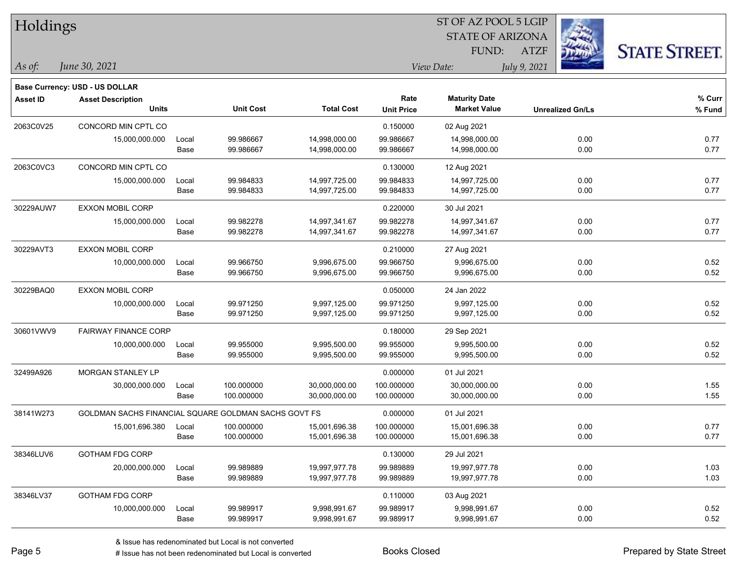# Holdings

ST OF AZ POOL 5 LGIP
STATE OF ARIZONA
FUND: ATZF

*As of:* *June 30, 2021*

*View Date:* *July 9, 2021*

**Base Currency: USD - US DOLLAR**

| Asset ID | Asset Description / Units | | Unit Cost | Total Cost | Rate / Unit Price | Maturity Date / Market Value | Unrealized Gn/Ls | % Curr / % Fund |
|---|---|---|---|---|---|---|---|---|
| 2063C0V25 | CONCORD MIN CPTL CO | | | | 0.150000 | 02 Aug 2021 | | |
| | 15,000,000.000 | Local | 99.986667 | 14,998,000.00 | 99.986667 | 14,998,000.00 | 0.00 | 0.77 |
| | | Base | 99.986667 | 14,998,000.00 | 99.986667 | 14,998,000.00 | 0.00 | 0.77 |
| 2063C0VC3 | CONCORD MIN CPTL CO | | | | 0.130000 | 12 Aug 2021 | | |
| | 15,000,000.000 | Local | 99.984833 | 14,997,725.00 | 99.984833 | 14,997,725.00 | 0.00 | 0.77 |
| | | Base | 99.984833 | 14,997,725.00 | 99.984833 | 14,997,725.00 | 0.00 | 0.77 |
| 30229AUW7 | EXXON MOBIL CORP | | | | 0.220000 | 30 Jul 2021 | | |
| | 15,000,000.000 | Local | 99.982278 | 14,997,341.67 | 99.982278 | 14,997,341.67 | 0.00 | 0.77 |
| | | Base | 99.982278 | 14,997,341.67 | 99.982278 | 14,997,341.67 | 0.00 | 0.77 |
| 30229AVT3 | EXXON MOBIL CORP | | | | 0.210000 | 27 Aug 2021 | | |
| | 10,000,000.000 | Local | 99.966750 | 9,996,675.00 | 99.966750 | 9,996,675.00 | 0.00 | 0.52 |
| | | Base | 99.966750 | 9,996,675.00 | 99.966750 | 9,996,675.00 | 0.00 | 0.52 |
| 30229BAQ0 | EXXON MOBIL CORP | | | | 0.050000 | 24 Jan 2022 | | |
| | 10,000,000.000 | Local | 99.971250 | 9,997,125.00 | 99.971250 | 9,997,125.00 | 0.00 | 0.52 |
| | | Base | 99.971250 | 9,997,125.00 | 99.971250 | 9,997,125.00 | 0.00 | 0.52 |
| 30601VWV9 | FAIRWAY FINANCE CORP | | | | 0.180000 | 29 Sep 2021 | | |
| | 10,000,000.000 | Local | 99.955000 | 9,995,500.00 | 99.955000 | 9,995,500.00 | 0.00 | 0.52 |
| | | Base | 99.955000 | 9,995,500.00 | 99.955000 | 9,995,500.00 | 0.00 | 0.52 |
| 32499A926 | MORGAN STANLEY LP | | | | 0.000000 | 01 Jul 2021 | | |
| | 30,000,000.000 | Local | 100.000000 | 30,000,000.00 | 100.000000 | 30,000,000.00 | 0.00 | 1.55 |
| | | Base | 100.000000 | 30,000,000.00 | 100.000000 | 30,000,000.00 | 0.00 | 1.55 |
| 38141W273 | GOLDMAN SACHS FINANCIAL SQUARE GOLDMAN SACHS GOVT FS | | | | 0.000000 | 01 Jul 2021 | | |
| | 15,001,696.380 | Local | 100.000000 | 15,001,696.38 | 100.000000 | 15,001,696.38 | 0.00 | 0.77 |
| | | Base | 100.000000 | 15,001,696.38 | 100.000000 | 15,001,696.38 | 0.00 | 0.77 |
| 38346LUV6 | GOTHAM FDG CORP | | | | 0.130000 | 29 Jul 2021 | | |
| | 20,000,000.000 | Local | 99.989889 | 19,997,977.78 | 99.989889 | 19,997,977.78 | 0.00 | 1.03 |
| | | Base | 99.989889 | 19,997,977.78 | 99.989889 | 19,997,977.78 | 0.00 | 1.03 |
| 38346LV37 | GOTHAM FDG CORP | | | | 0.110000 | 03 Aug 2021 | | |
| | 10,000,000.000 | Local | 99.989917 | 9,998,991.67 | 99.989917 | 9,998,991.67 | 0.00 | 0.52 |
| | | Base | 99.989917 | 9,998,991.67 | 99.989917 | 9,998,991.67 | 0.00 | 0.52 |

& Issue has redenominated but Local is not converted
# Issue has not been redenominated but Local is converted

Books Closed

Prepared by State Street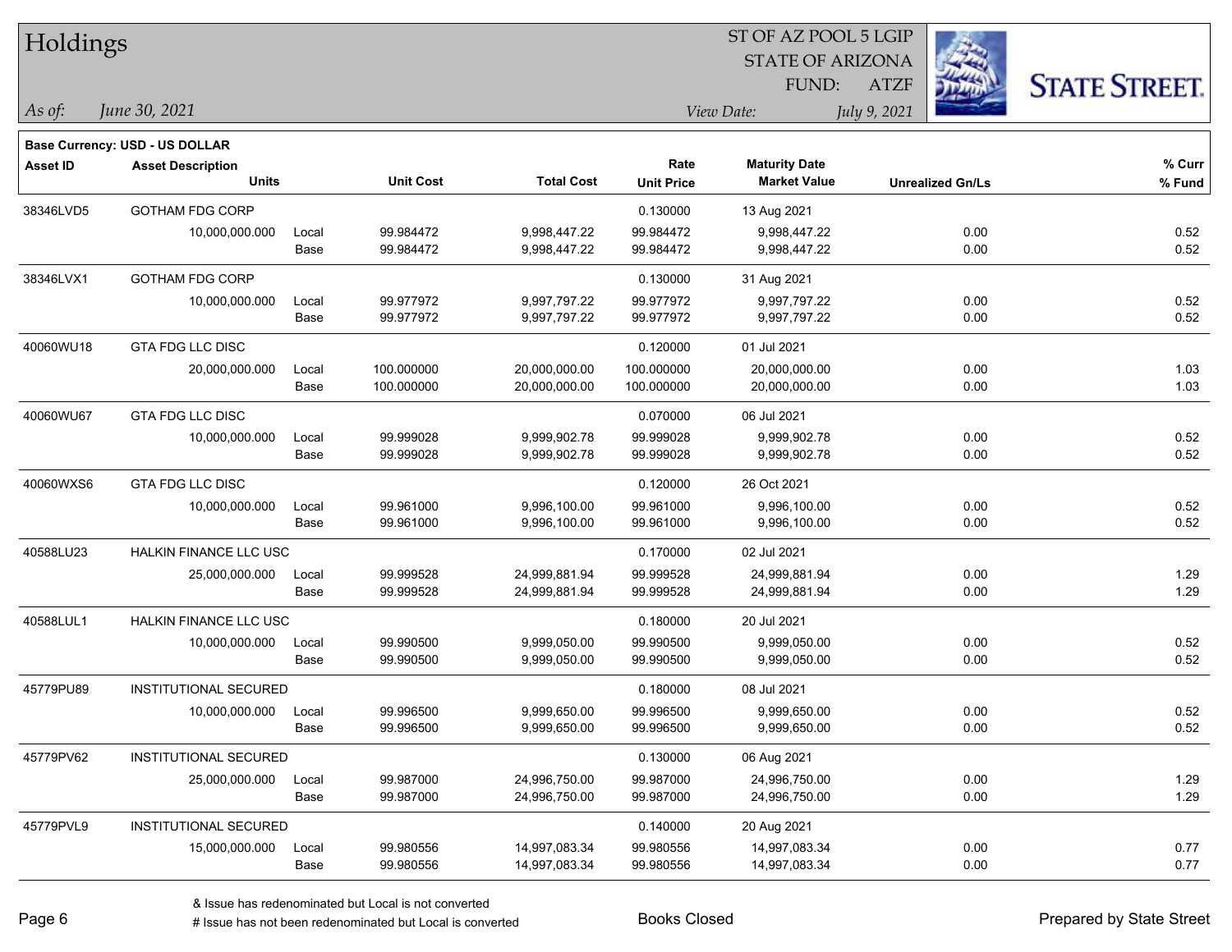# Holdings

ST OF AZ POOL 5 LGIP
STATE OF ARIZONA
FUND: ATZF

*As of:* *June 30, 2021*
*View Date:* *July 9, 2021*

**Base Currency: USD - US DOLLAR**

| Asset ID | Asset Description / Units | | Unit Cost | Total Cost | Rate / Unit Price | Maturity Date / Market Value | Unrealized Gn/Ls | % Curr / % Fund |
|---|---|---|---|---|---|---|---|---|
| 38346LVD5 | GOTHAM FDG CORP | | | | 0.130000 | 13 Aug 2021 | | |
| | 10,000,000.000 | Local | 99.984472 | 9,998,447.22 | 99.984472 | 9,998,447.22 | 0.00 | 0.52 |
| | | Base | 99.984472 | 9,998,447.22 | 99.984472 | 9,998,447.22 | 0.00 | 0.52 |
| 38346LVX1 | GOTHAM FDG CORP | | | | 0.130000 | 31 Aug 2021 | | |
| | 10,000,000.000 | Local | 99.977972 | 9,997,797.22 | 99.977972 | 9,997,797.22 | 0.00 | 0.52 |
| | | Base | 99.977972 | 9,997,797.22 | 99.977972 | 9,997,797.22 | 0.00 | 0.52 |
| 40060WU18 | GTA FDG LLC DISC | | | | 0.120000 | 01 Jul 2021 | | |
| | 20,000,000.000 | Local | 100.000000 | 20,000,000.00 | 100.000000 | 20,000,000.00 | 0.00 | 1.03 |
| | | Base | 100.000000 | 20,000,000.00 | 100.000000 | 20,000,000.00 | 0.00 | 1.03 |
| 40060WU67 | GTA FDG LLC DISC | | | | 0.070000 | 06 Jul 2021 | | |
| | 10,000,000.000 | Local | 99.999028 | 9,999,902.78 | 99.999028 | 9,999,902.78 | 0.00 | 0.52 |
| | | Base | 99.999028 | 9,999,902.78 | 99.999028 | 9,999,902.78 | 0.00 | 0.52 |
| 40060WXS6 | GTA FDG LLC DISC | | | | 0.120000 | 26 Oct 2021 | | |
| | 10,000,000.000 | Local | 99.961000 | 9,996,100.00 | 99.961000 | 9,996,100.00 | 0.00 | 0.52 |
| | | Base | 99.961000 | 9,996,100.00 | 99.961000 | 9,996,100.00 | 0.00 | 0.52 |
| 40588LU23 | HALKIN FINANCE LLC USC | | | | 0.170000 | 02 Jul 2021 | | |
| | 25,000,000.000 | Local | 99.999528 | 24,999,881.94 | 99.999528 | 24,999,881.94 | 0.00 | 1.29 |
| | | Base | 99.999528 | 24,999,881.94 | 99.999528 | 24,999,881.94 | 0.00 | 1.29 |
| 40588LUL1 | HALKIN FINANCE LLC USC | | | | 0.180000 | 20 Jul 2021 | | |
| | 10,000,000.000 | Local | 99.990500 | 9,999,050.00 | 99.990500 | 9,999,050.00 | 0.00 | 0.52 |
| | | Base | 99.990500 | 9,999,050.00 | 99.990500 | 9,999,050.00 | 0.00 | 0.52 |
| 45779PU89 | INSTITUTIONAL SECURED | | | | 0.180000 | 08 Jul 2021 | | |
| | 10,000,000.000 | Local | 99.996500 | 9,999,650.00 | 99.996500 | 9,999,650.00 | 0.00 | 0.52 |
| | | Base | 99.996500 | 9,999,650.00 | 99.996500 | 9,999,650.00 | 0.00 | 0.52 |
| 45779PV62 | INSTITUTIONAL SECURED | | | | 0.130000 | 06 Aug 2021 | | |
| | 25,000,000.000 | Local | 99.987000 | 24,996,750.00 | 99.987000 | 24,996,750.00 | 0.00 | 1.29 |
| | | Base | 99.987000 | 24,996,750.00 | 99.987000 | 24,996,750.00 | 0.00 | 1.29 |
| 45779PVL9 | INSTITUTIONAL SECURED | | | | 0.140000 | 20 Aug 2021 | | |
| | 15,000,000.000 | Local | 99.980556 | 14,997,083.34 | 99.980556 | 14,997,083.34 | 0.00 | 0.77 |
| | | Base | 99.980556 | 14,997,083.34 | 99.980556 | 14,997,083.34 | 0.00 | 0.77 |

& Issue has redenominated but Local is not converted
# Issue has not been redenominated but Local is converted

Books Closed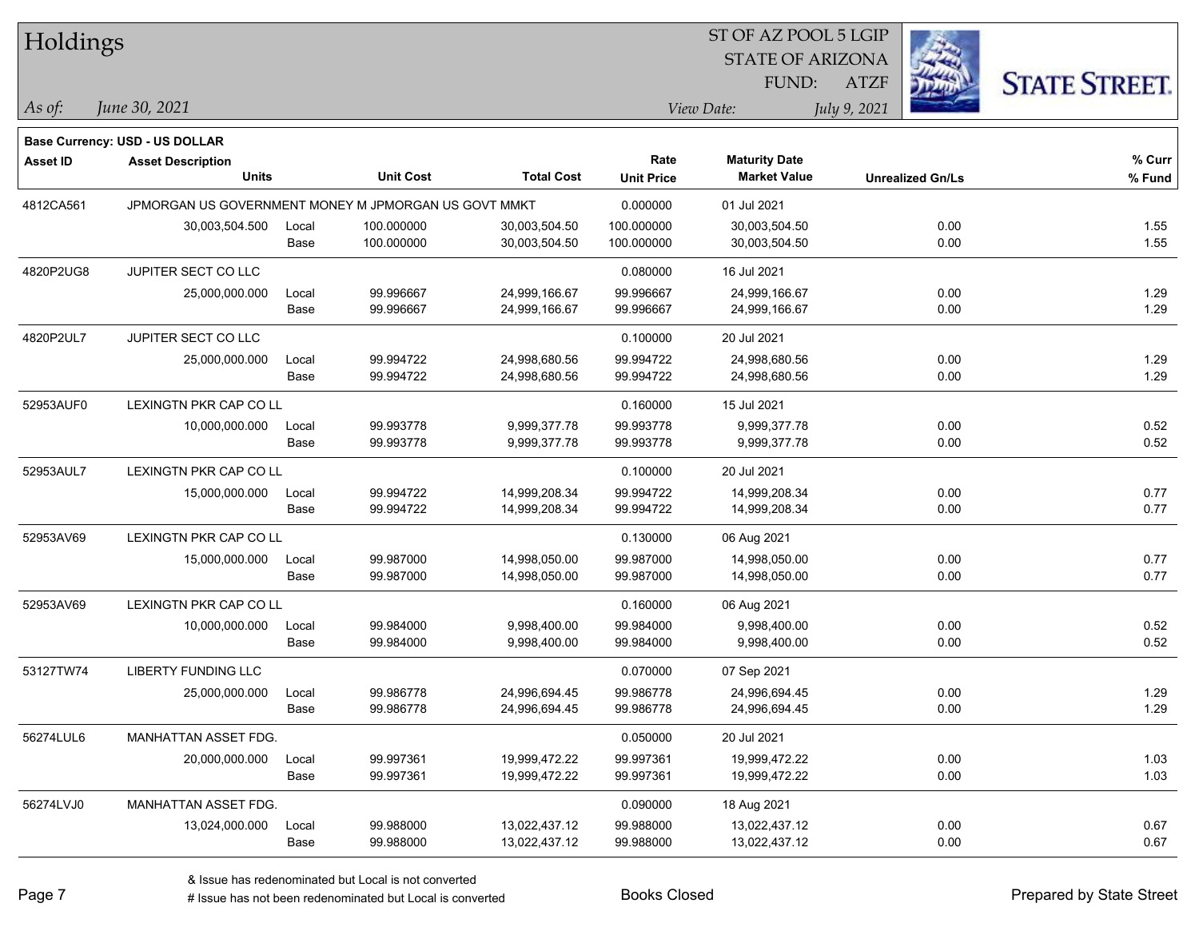# Holdings

ST OF AZ POOL 5 LGIP
STATE OF ARIZONA
FUND: ATZF

*As of:* *June 30, 2021*

*View Date:* *July 9, 2021*

**Base Currency: USD - US DOLLAR**

| Asset ID | Asset Description / Units | | Unit Cost | Total Cost | Rate / Unit Price | Maturity Date / Market Value | Unrealized Gn/Ls | % Curr / % Fund |
|---|---|---|---|---|---|---|---|---|
| 4812CA561 | JPMORGAN US GOVERNMENT MONEY M JPMORGAN US GOVT MMKT | | | | 0.000000 | 01 Jul 2021 | | |
| | 30,003,504.500 | Local | 100.000000 | 30,003,504.50 | 100.000000 | 30,003,504.50 | 0.00 | 1.55 |
| | | Base | 100.000000 | 30,003,504.50 | 100.000000 | 30,003,504.50 | 0.00 | 1.55 |
| 4820P2UG8 | JUPITER SECT CO LLC | | | | 0.080000 | 16 Jul 2021 | | |
| | 25,000,000.000 | Local | 99.996667 | 24,999,166.67 | 99.996667 | 24,999,166.67 | 0.00 | 1.29 |
| | | Base | 99.996667 | 24,999,166.67 | 99.996667 | 24,999,166.67 | 0.00 | 1.29 |
| 4820P2UL7 | JUPITER SECT CO LLC | | | | 0.100000 | 20 Jul 2021 | | |
| | 25,000,000.000 | Local | 99.994722 | 24,998,680.56 | 99.994722 | 24,998,680.56 | 0.00 | 1.29 |
| | | Base | 99.994722 | 24,998,680.56 | 99.994722 | 24,998,680.56 | 0.00 | 1.29 |
| 52953AUF0 | LEXINGTN PKR CAP CO LL | | | | 0.160000 | 15 Jul 2021 | | |
| | 10,000,000.000 | Local | 99.993778 | 9,999,377.78 | 99.993778 | 9,999,377.78 | 0.00 | 0.52 |
| | | Base | 99.993778 | 9,999,377.78 | 99.993778 | 9,999,377.78 | 0.00 | 0.52 |
| 52953AUL7 | LEXINGTN PKR CAP CO LL | | | | 0.100000 | 20 Jul 2021 | | |
| | 15,000,000.000 | Local | 99.994722 | 14,999,208.34 | 99.994722 | 14,999,208.34 | 0.00 | 0.77 |
| | | Base | 99.994722 | 14,999,208.34 | 99.994722 | 14,999,208.34 | 0.00 | 0.77 |
| 52953AV69 | LEXINGTN PKR CAP CO LL | | | | 0.130000 | 06 Aug 2021 | | |
| | 15,000,000.000 | Local | 99.987000 | 14,998,050.00 | 99.987000 | 14,998,050.00 | 0.00 | 0.77 |
| | | Base | 99.987000 | 14,998,050.00 | 99.987000 | 14,998,050.00 | 0.00 | 0.77 |
| 52953AV69 | LEXINGTN PKR CAP CO LL | | | | 0.160000 | 06 Aug 2021 | | |
| | 10,000,000.000 | Local | 99.984000 | 9,998,400.00 | 99.984000 | 9,998,400.00 | 0.00 | 0.52 |
| | | Base | 99.984000 | 9,998,400.00 | 99.984000 | 9,998,400.00 | 0.00 | 0.52 |
| 53127TW74 | LIBERTY FUNDING LLC | | | | 0.070000 | 07 Sep 2021 | | |
| | 25,000,000.000 | Local | 99.986778 | 24,996,694.45 | 99.986778 | 24,996,694.45 | 0.00 | 1.29 |
| | | Base | 99.986778 | 24,996,694.45 | 99.986778 | 24,996,694.45 | 0.00 | 1.29 |
| 56274LUL6 | MANHATTAN ASSET FDG. | | | | 0.050000 | 20 Jul 2021 | | |
| | 20,000,000.000 | Local | 99.997361 | 19,999,472.22 | 99.997361 | 19,999,472.22 | 0.00 | 1.03 |
| | | Base | 99.997361 | 19,999,472.22 | 99.997361 | 19,999,472.22 | 0.00 | 1.03 |
| 56274LVJ0 | MANHATTAN ASSET FDG. | | | | 0.090000 | 18 Aug 2021 | | |
| | 13,024,000.000 | Local | 99.988000 | 13,022,437.12 | 99.988000 | 13,022,437.12 | 0.00 | 0.67 |
| | | Base | 99.988000 | 13,022,437.12 | 99.988000 | 13,022,437.12 | 0.00 | 0.67 |

& Issue has redenominated but Local is not converted
# Issue has not been redenominated but Local is converted

Books Closed

Prepared by State Street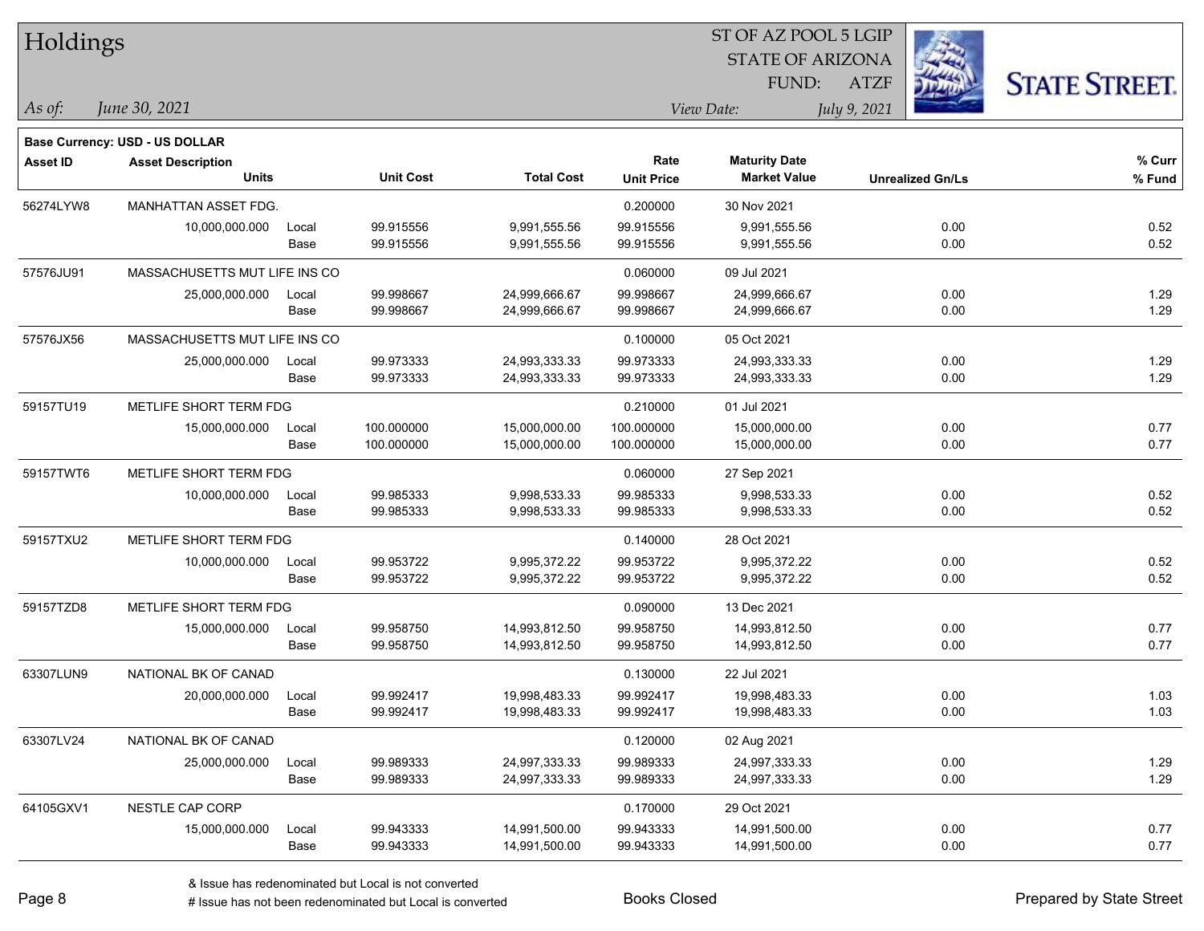# Holdings

ST OF AZ POOL 5 LGIP
STATE OF ARIZONA
FUND: ATZF

*As of:* *June 30, 2021*

*View Date:* *July 9, 2021*

STATE STREET.

**Base Currency: USD - US DOLLAR**

| Asset ID | Asset Description / Units | | Unit Cost | Total Cost | Rate / Unit Price | Maturity Date / Market Value | Unrealized Gn/Ls | % Curr / % Fund |
|---|---|---|---|---|---|---|---|---|
| 56274LYW8 | MANHATTAN ASSET FDG. | | | | 0.200000 | 30 Nov 2021 | | |
| | 10,000,000.000 | Local | 99.915556 | 9,991,555.56 | 99.915556 | 9,991,555.56 | 0.00 | 0.52 |
| | | Base | 99.915556 | 9,991,555.56 | 99.915556 | 9,991,555.56 | 0.00 | 0.52 |
| 57576JU91 | MASSACHUSETTS MUT LIFE INS CO | | | | 0.060000 | 09 Jul 2021 | | |
| | 25,000,000.000 | Local | 99.998667 | 24,999,666.67 | 99.998667 | 24,999,666.67 | 0.00 | 1.29 |
| | | Base | 99.998667 | 24,999,666.67 | 99.998667 | 24,999,666.67 | 0.00 | 1.29 |
| 57576JX56 | MASSACHUSETTS MUT LIFE INS CO | | | | 0.100000 | 05 Oct 2021 | | |
| | 25,000,000.000 | Local | 99.973333 | 24,993,333.33 | 99.973333 | 24,993,333.33 | 0.00 | 1.29 |
| | | Base | 99.973333 | 24,993,333.33 | 99.973333 | 24,993,333.33 | 0.00 | 1.29 |
| 59157TU19 | METLIFE SHORT TERM FDG | | | | 0.210000 | 01 Jul 2021 | | |
| | 15,000,000.000 | Local | 100.000000 | 15,000,000.00 | 100.000000 | 15,000,000.00 | 0.00 | 0.77 |
| | | Base | 100.000000 | 15,000,000.00 | 100.000000 | 15,000,000.00 | 0.00 | 0.77 |
| 59157TWT6 | METLIFE SHORT TERM FDG | | | | 0.060000 | 27 Sep 2021 | | |
| | 10,000,000.000 | Local | 99.985333 | 9,998,533.33 | 99.985333 | 9,998,533.33 | 0.00 | 0.52 |
| | | Base | 99.985333 | 9,998,533.33 | 99.985333 | 9,998,533.33 | 0.00 | 0.52 |
| 59157TXU2 | METLIFE SHORT TERM FDG | | | | 0.140000 | 28 Oct 2021 | | |
| | 10,000,000.000 | Local | 99.953722 | 9,995,372.22 | 99.953722 | 9,995,372.22 | 0.00 | 0.52 |
| | | Base | 99.953722 | 9,995,372.22 | 99.953722 | 9,995,372.22 | 0.00 | 0.52 |
| 59157TZD8 | METLIFE SHORT TERM FDG | | | | 0.090000 | 13 Dec 2021 | | |
| | 15,000,000.000 | Local | 99.958750 | 14,993,812.50 | 99.958750 | 14,993,812.50 | 0.00 | 0.77 |
| | | Base | 99.958750 | 14,993,812.50 | 99.958750 | 14,993,812.50 | 0.00 | 0.77 |
| 63307LUN9 | NATIONAL BK OF CANAD | | | | 0.130000 | 22 Jul 2021 | | |
| | 20,000,000.000 | Local | 99.992417 | 19,998,483.33 | 99.992417 | 19,998,483.33 | 0.00 | 1.03 |
| | | Base | 99.992417 | 19,998,483.33 | 99.992417 | 19,998,483.33 | 0.00 | 1.03 |
| 63307LV24 | NATIONAL BK OF CANAD | | | | 0.120000 | 02 Aug 2021 | | |
| | 25,000,000.000 | Local | 99.989333 | 24,997,333.33 | 99.989333 | 24,997,333.33 | 0.00 | 1.29 |
| | | Base | 99.989333 | 24,997,333.33 | 99.989333 | 24,997,333.33 | 0.00 | 1.29 |
| 64105GXV1 | NESTLE CAP CORP | | | | 0.170000 | 29 Oct 2021 | | |
| | 15,000,000.000 | Local | 99.943333 | 14,991,500.00 | 99.943333 | 14,991,500.00 | 0.00 | 0.77 |
| | | Base | 99.943333 | 14,991,500.00 | 99.943333 | 14,991,500.00 | 0.00 | 0.77 |

& Issue has redenominated but Local is not converted
# Issue has not been redenominated but Local is converted

Books Closed

Prepared by State Street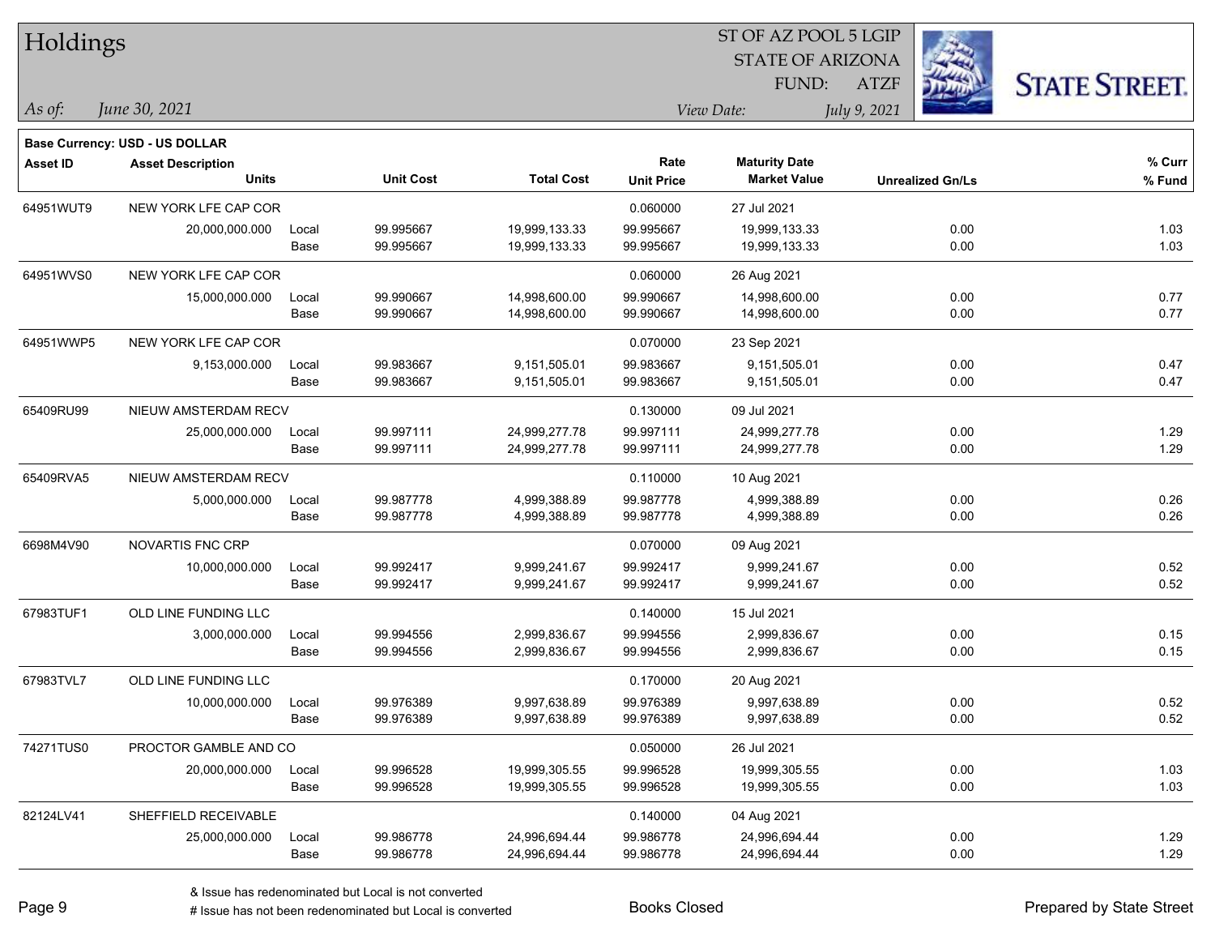# Holdings

ST OF AZ POOL 5 LGIP
STATE OF ARIZONA
FUND: ATZF

*As of:* *June 30, 2021*

*View Date:* *July 9, 2021*

**Base Currency: USD - US DOLLAR**

| Asset ID | Asset Description / Units | | Unit Cost | Total Cost | Rate / Unit Price | Maturity Date / Market Value | Unrealized Gn/Ls | % Curr / % Fund |
|---|---|---|---|---|---|---|---|---|
| 64951WUT9 | NEW YORK LFE CAP COR | | | | 0.060000 | 27 Jul 2021 | | |
| | 20,000,000.000 | Local | 99.995667 | 19,999,133.33 | 99.995667 | 19,999,133.33 | 0.00 | 1.03 |
| | | Base | 99.995667 | 19,999,133.33 | 99.995667 | 19,999,133.33 | 0.00 | 1.03 |
| 64951WVS0 | NEW YORK LFE CAP COR | | | | 0.060000 | 26 Aug 2021 | | |
| | 15,000,000.000 | Local | 99.990667 | 14,998,600.00 | 99.990667 | 14,998,600.00 | 0.00 | 0.77 |
| | | Base | 99.990667 | 14,998,600.00 | 99.990667 | 14,998,600.00 | 0.00 | 0.77 |
| 64951WWP5 | NEW YORK LFE CAP COR | | | | 0.070000 | 23 Sep 2021 | | |
| | 9,153,000.000 | Local | 99.983667 | 9,151,505.01 | 99.983667 | 9,151,505.01 | 0.00 | 0.47 |
| | | Base | 99.983667 | 9,151,505.01 | 99.983667 | 9,151,505.01 | 0.00 | 0.47 |
| 65409RU99 | NIEUW AMSTERDAM RECV | | | | 0.130000 | 09 Jul 2021 | | |
| | 25,000,000.000 | Local | 99.997111 | 24,999,277.78 | 99.997111 | 24,999,277.78 | 0.00 | 1.29 |
| | | Base | 99.997111 | 24,999,277.78 | 99.997111 | 24,999,277.78 | 0.00 | 1.29 |
| 65409RVA5 | NIEUW AMSTERDAM RECV | | | | 0.110000 | 10 Aug 2021 | | |
| | 5,000,000.000 | Local | 99.987778 | 4,999,388.89 | 99.987778 | 4,999,388.89 | 0.00 | 0.26 |
| | | Base | 99.987778 | 4,999,388.89 | 99.987778 | 4,999,388.89 | 0.00 | 0.26 |
| 6698M4V90 | NOVARTIS FNC CRP | | | | 0.070000 | 09 Aug 2021 | | |
| | 10,000,000.000 | Local | 99.992417 | 9,999,241.67 | 99.992417 | 9,999,241.67 | 0.00 | 0.52 |
| | | Base | 99.992417 | 9,999,241.67 | 99.992417 | 9,999,241.67 | 0.00 | 0.52 |
| 67983TUF1 | OLD LINE FUNDING LLC | | | | 0.140000 | 15 Jul 2021 | | |
| | 3,000,000.000 | Local | 99.994556 | 2,999,836.67 | 99.994556 | 2,999,836.67 | 0.00 | 0.15 |
| | | Base | 99.994556 | 2,999,836.67 | 99.994556 | 2,999,836.67 | 0.00 | 0.15 |
| 67983TVL7 | OLD LINE FUNDING LLC | | | | 0.170000 | 20 Aug 2021 | | |
| | 10,000,000.000 | Local | 99.976389 | 9,997,638.89 | 99.976389 | 9,997,638.89 | 0.00 | 0.52 |
| | | Base | 99.976389 | 9,997,638.89 | 99.976389 | 9,997,638.89 | 0.00 | 0.52 |
| 74271TUS0 | PROCTOR GAMBLE AND CO | | | | 0.050000 | 26 Jul 2021 | | |
| | 20,000,000.000 | Local | 99.996528 | 19,999,305.55 | 99.996528 | 19,999,305.55 | 0.00 | 1.03 |
| | | Base | 99.996528 | 19,999,305.55 | 99.996528 | 19,999,305.55 | 0.00 | 1.03 |
| 82124LV41 | SHEFFIELD RECEIVABLE | | | | 0.140000 | 04 Aug 2021 | | |
| | 25,000,000.000 | Local | 99.986778 | 24,996,694.44 | 99.986778 | 24,996,694.44 | 0.00 | 1.29 |
| | | Base | 99.986778 | 24,996,694.44 | 99.986778 | 24,996,694.44 | 0.00 | 1.29 |

& Issue has redenominated but Local is not converted
# Issue has not been redenominated but Local is converted

Books Closed

Prepared by State Street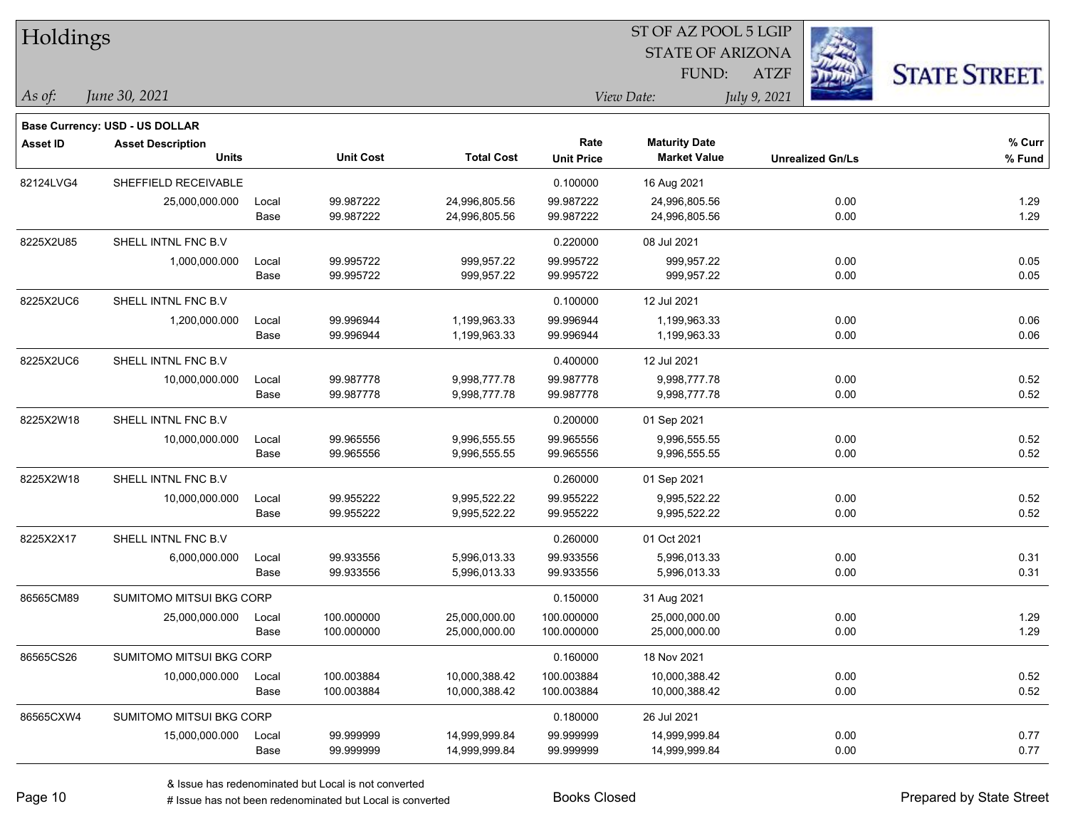# Holdings

ST OF AZ POOL 5 LGIP
STATE OF ARIZONA
FUND: ATZF

*As of:* *June 30, 2021*

*View Date:* *July 9, 2021*

**Base Currency: USD - US DOLLAR**

| Asset ID | Asset Description / Units | | Unit Cost | Total Cost | Rate / Unit Price | Maturity Date / Market Value | Unrealized Gn/Ls | % Curr / % Fund |
|---|---|---|---|---|---|---|---|---|
| 82124LVG4 | SHEFFIELD RECEIVABLE | | | | 0.100000 | 16 Aug 2021 | | |
| | 25,000,000.000 | Local | 99.987222 | 24,996,805.56 | 99.987222 | 24,996,805.56 | 0.00 | 1.29 |
| | | Base | 99.987222 | 24,996,805.56 | 99.987222 | 24,996,805.56 | 0.00 | 1.29 |
| 8225X2U85 | SHELL INTNL FNC B.V | | | | 0.220000 | 08 Jul 2021 | | |
| | 1,000,000.000 | Local | 99.995722 | 999,957.22 | 99.995722 | 999,957.22 | 0.00 | 0.05 |
| | | Base | 99.995722 | 999,957.22 | 99.995722 | 999,957.22 | 0.00 | 0.05 |
| 8225X2UC6 | SHELL INTNL FNC B.V | | | | 0.100000 | 12 Jul 2021 | | |
| | 1,200,000.000 | Local | 99.996944 | 1,199,963.33 | 99.996944 | 1,199,963.33 | 0.00 | 0.06 |
| | | Base | 99.996944 | 1,199,963.33 | 99.996944 | 1,199,963.33 | 0.00 | 0.06 |
| 8225X2UC6 | SHELL INTNL FNC B.V | | | | 0.400000 | 12 Jul 2021 | | |
| | 10,000,000.000 | Local | 99.987778 | 9,998,777.78 | 99.987778 | 9,998,777.78 | 0.00 | 0.52 |
| | | Base | 99.987778 | 9,998,777.78 | 99.987778 | 9,998,777.78 | 0.00 | 0.52 |
| 8225X2W18 | SHELL INTNL FNC B.V | | | | 0.200000 | 01 Sep 2021 | | |
| | 10,000,000.000 | Local | 99.965556 | 9,996,555.55 | 99.965556 | 9,996,555.55 | 0.00 | 0.52 |
| | | Base | 99.965556 | 9,996,555.55 | 99.965556 | 9,996,555.55 | 0.00 | 0.52 |
| 8225X2W18 | SHELL INTNL FNC B.V | | | | 0.260000 | 01 Sep 2021 | | |
| | 10,000,000.000 | Local | 99.955222 | 9,995,522.22 | 99.955222 | 9,995,522.22 | 0.00 | 0.52 |
| | | Base | 99.955222 | 9,995,522.22 | 99.955222 | 9,995,522.22 | 0.00 | 0.52 |
| 8225X2X17 | SHELL INTNL FNC B.V | | | | 0.260000 | 01 Oct 2021 | | |
| | 6,000,000.000 | Local | 99.933556 | 5,996,013.33 | 99.933556 | 5,996,013.33 | 0.00 | 0.31 |
| | | Base | 99.933556 | 5,996,013.33 | 99.933556 | 5,996,013.33 | 0.00 | 0.31 |
| 86565CM89 | SUMITOMO MITSUI BKG CORP | | | | 0.150000 | 31 Aug 2021 | | |
| | 25,000,000.000 | Local | 100.000000 | 25,000,000.00 | 100.000000 | 25,000,000.00 | 0.00 | 1.29 |
| | | Base | 100.000000 | 25,000,000.00 | 100.000000 | 25,000,000.00 | 0.00 | 1.29 |
| 86565CS26 | SUMITOMO MITSUI BKG CORP | | | | 0.160000 | 18 Nov 2021 | | |
| | 10,000,000.000 | Local | 100.003884 | 10,000,388.42 | 100.003884 | 10,000,388.42 | 0.00 | 0.52 |
| | | Base | 100.003884 | 10,000,388.42 | 100.003884 | 10,000,388.42 | 0.00 | 0.52 |
| 86565CXW4 | SUMITOMO MITSUI BKG CORP | | | | 0.180000 | 26 Jul 2021 | | |
| | 15,000,000.000 | Local | 99.999999 | 14,999,999.84 | 99.999999 | 14,999,999.84 | 0.00 | 0.77 |
| | | Base | 99.999999 | 14,999,999.84 | 99.999999 | 14,999,999.84 | 0.00 | 0.77 |

& Issue has redenominated but Local is not converted
# Issue has not been redenominated but Local is converted

Books Closed

Prepared by State Street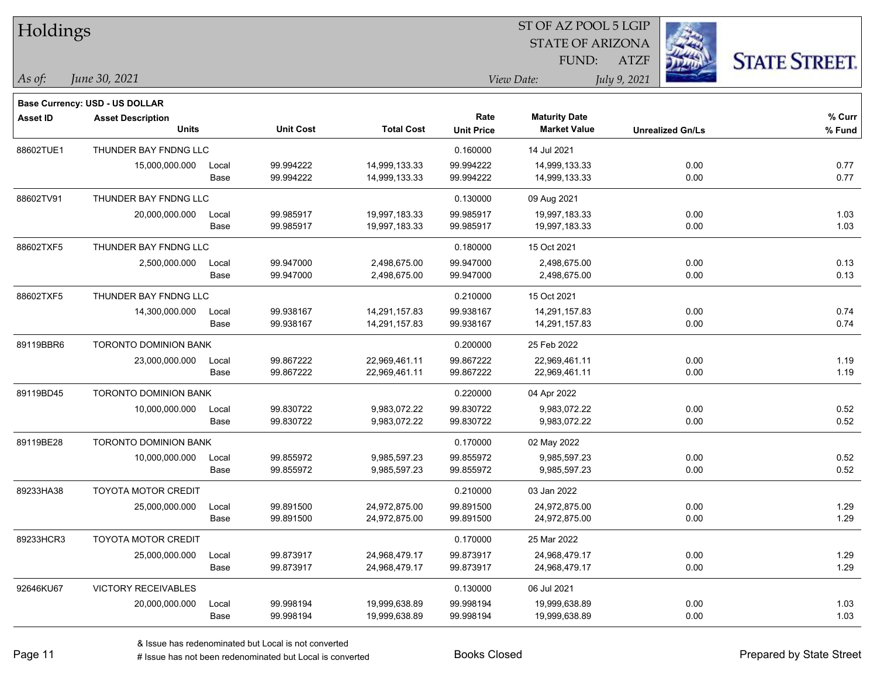# Holdings

ST OF AZ POOL 5 LGIP
STATE OF ARIZONA
FUND: ATZF

*As of:* *June 30, 2021*

*View Date:* *July 9, 2021*

**Base Currency: USD - US DOLLAR**

| Asset ID | Asset Description / Units | | Unit Cost | Total Cost | Rate / Unit Price | Maturity Date / Market Value | Unrealized Gn/Ls | % Curr / % Fund |
|---|---|---|---|---|---|---|---|---|
| 88602TUE1 | THUNDER BAY FNDNG LLC | | | | 0.160000 | 14 Jul 2021 | | |
| | 15,000,000.000 | Local | 99.994222 | 14,999,133.33 | 99.994222 | 14,999,133.33 | 0.00 | 0.77 |
| | | Base | 99.994222 | 14,999,133.33 | 99.994222 | 14,999,133.33 | 0.00 | 0.77 |
| 88602TV91 | THUNDER BAY FNDNG LLC | | | | 0.130000 | 09 Aug 2021 | | |
| | 20,000,000.000 | Local | 99.985917 | 19,997,183.33 | 99.985917 | 19,997,183.33 | 0.00 | 1.03 |
| | | Base | 99.985917 | 19,997,183.33 | 99.985917 | 19,997,183.33 | 0.00 | 1.03 |
| 88602TXF5 | THUNDER BAY FNDNG LLC | | | | 0.180000 | 15 Oct 2021 | | |
| | 2,500,000.000 | Local | 99.947000 | 2,498,675.00 | 99.947000 | 2,498,675.00 | 0.00 | 0.13 |
| | | Base | 99.947000 | 2,498,675.00 | 99.947000 | 2,498,675.00 | 0.00 | 0.13 |
| 88602TXF5 | THUNDER BAY FNDNG LLC | | | | 0.210000 | 15 Oct 2021 | | |
| | 14,300,000.000 | Local | 99.938167 | 14,291,157.83 | 99.938167 | 14,291,157.83 | 0.00 | 0.74 |
| | | Base | 99.938167 | 14,291,157.83 | 99.938167 | 14,291,157.83 | 0.00 | 0.74 |
| 89119BBR6 | TORONTO DOMINION BANK | | | | 0.200000 | 25 Feb 2022 | | |
| | 23,000,000.000 | Local | 99.867222 | 22,969,461.11 | 99.867222 | 22,969,461.11 | 0.00 | 1.19 |
| | | Base | 99.867222 | 22,969,461.11 | 99.867222 | 22,969,461.11 | 0.00 | 1.19 |
| 89119BD45 | TORONTO DOMINION BANK | | | | 0.220000 | 04 Apr 2022 | | |
| | 10,000,000.000 | Local | 99.830722 | 9,983,072.22 | 99.830722 | 9,983,072.22 | 0.00 | 0.52 |
| | | Base | 99.830722 | 9,983,072.22 | 99.830722 | 9,983,072.22 | 0.00 | 0.52 |
| 89119BE28 | TORONTO DOMINION BANK | | | | 0.170000 | 02 May 2022 | | |
| | 10,000,000.000 | Local | 99.855972 | 9,985,597.23 | 99.855972 | 9,985,597.23 | 0.00 | 0.52 |
| | | Base | 99.855972 | 9,985,597.23 | 99.855972 | 9,985,597.23 | 0.00 | 0.52 |
| 89233HA38 | TOYOTA MOTOR CREDIT | | | | 0.210000 | 03 Jan 2022 | | |
| | 25,000,000.000 | Local | 99.891500 | 24,972,875.00 | 99.891500 | 24,972,875.00 | 0.00 | 1.29 |
| | | Base | 99.891500 | 24,972,875.00 | 99.891500 | 24,972,875.00 | 0.00 | 1.29 |
| 89233HCR3 | TOYOTA MOTOR CREDIT | | | | 0.170000 | 25 Mar 2022 | | |
| | 25,000,000.000 | Local | 99.873917 | 24,968,479.17 | 99.873917 | 24,968,479.17 | 0.00 | 1.29 |
| | | Base | 99.873917 | 24,968,479.17 | 99.873917 | 24,968,479.17 | 0.00 | 1.29 |
| 92646KU67 | VICTORY RECEIVABLES | | | | 0.130000 | 06 Jul 2021 | | |
| | 20,000,000.000 | Local | 99.998194 | 19,999,638.89 | 99.998194 | 19,999,638.89 | 0.00 | 1.03 |
| | | Base | 99.998194 | 19,999,638.89 | 99.998194 | 19,999,638.89 | 0.00 | 1.03 |

& Issue has redenominated but Local is not converted
# Issue has not been redenominated but Local is converted

Books Closed

Prepared by State Street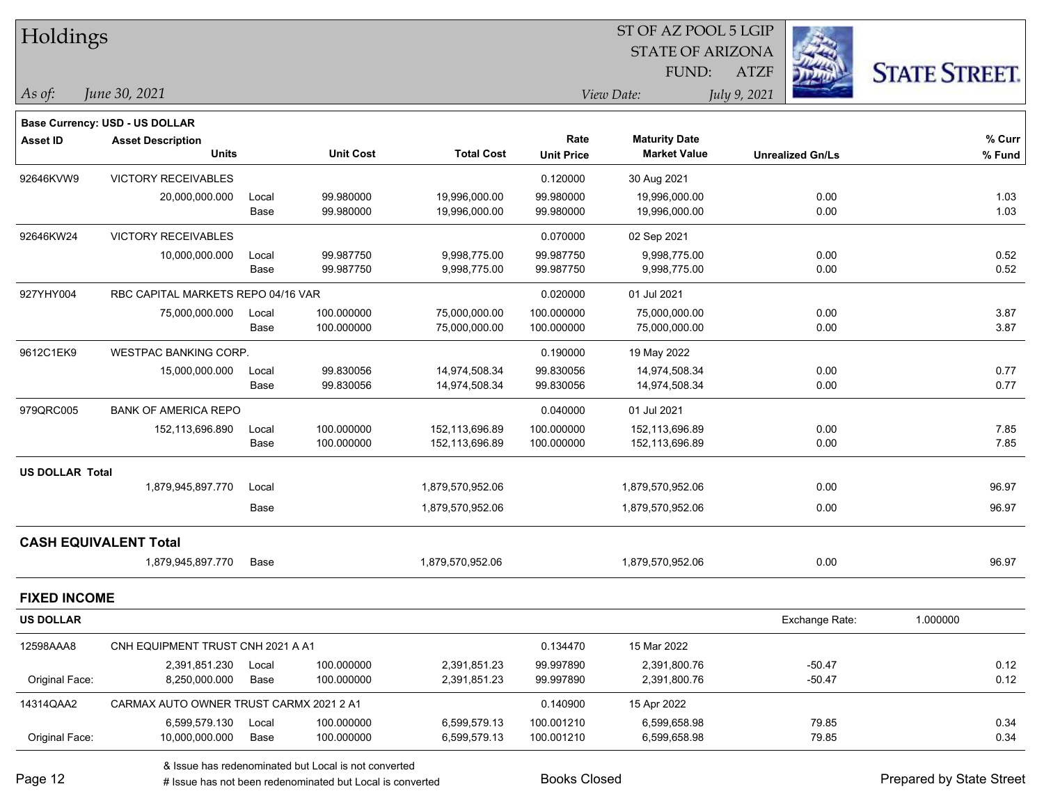# Holdings

ST OF AZ POOL 5 LGIP
STATE OF ARIZONA
FUND: ATZF

*As of:* *June 30, 2021*
*View Date:* *July 9, 2021*

**Base Currency: USD - US DOLLAR**

| Asset ID | Asset Description / Units | | Unit Cost | Total Cost | Rate / Unit Price | Maturity Date / Market Value | Unrealized Gn/Ls | % Curr / % Fund |
|---|---|---|---|---|---|---|---|---|
| 92646KVW9 | VICTORY RECEIVABLES | | | | 0.120000 | 30 Aug 2021 | | |
| | 20,000,000.000 | Local | 99.980000 | 19,996,000.00 | 99.980000 | 19,996,000.00 | 0.00 | 1.03 |
| | | Base | 99.980000 | 19,996,000.00 | 99.980000 | 19,996,000.00 | 0.00 | 1.03 |
| 92646KW24 | VICTORY RECEIVABLES | | | | 0.070000 | 02 Sep 2021 | | |
| | 10,000,000.000 | Local | 99.987750 | 9,998,775.00 | 99.987750 | 9,998,775.00 | 0.00 | 0.52 |
| | | Base | 99.987750 | 9,998,775.00 | 99.987750 | 9,998,775.00 | 0.00 | 0.52 |
| 927YHY004 | RBC CAPITAL MARKETS REPO 04/16 VAR | | | | 0.020000 | 01 Jul 2021 | | |
| | 75,000,000.000 | Local | 100.000000 | 75,000,000.00 | 100.000000 | 75,000,000.00 | 0.00 | 3.87 |
| | | Base | 100.000000 | 75,000,000.00 | 100.000000 | 75,000,000.00 | 0.00 | 3.87 |
| 9612C1EK9 | WESTPAC BANKING CORP. | | | | 0.190000 | 19 May 2022 | | |
| | 15,000,000.000 | Local | 99.830056 | 14,974,508.34 | 99.830056 | 14,974,508.34 | 0.00 | 0.77 |
| | | Base | 99.830056 | 14,974,508.34 | 99.830056 | 14,974,508.34 | 0.00 | 0.77 |
| 979QRC005 | BANK OF AMERICA REPO | | | | 0.040000 | 01 Jul 2021 | | |
| | 152,113,696.890 | Local | 100.000000 | 152,113,696.89 | 100.000000 | 152,113,696.89 | 0.00 | 7.85 |
| | | Base | 100.000000 | 152,113,696.89 | 100.000000 | 152,113,696.89 | 0.00 | 7.85 |
| **US DOLLAR Total** | | | | | | | | |
| | 1,879,945,897.770 | Local | | 1,879,570,952.06 | | 1,879,570,952.06 | 0.00 | 96.97 |
| | | Base | | 1,879,570,952.06 | | 1,879,570,952.06 | 0.00 | 96.97 |
| **CASH EQUIVALENT Total** | | | | | | | | |
| | 1,879,945,897.770 | Base | | 1,879,570,952.06 | | 1,879,570,952.06 | 0.00 | 96.97 |

## FIXED INCOME

**US DOLLAR** — Exchange Rate: 1.000000

| Asset ID | Asset Description / Units | | Unit Cost | Total Cost | Rate / Unit Price | Maturity Date / Market Value | Unrealized Gn/Ls | % Curr / % Fund |
|---|---|---|---|---|---|---|---|---|
| 12598AAA8 | CNH EQUIPMENT TRUST CNH 2021 A A1 | | | | 0.134470 | 15 Mar 2022 | | |
| | 2,391,851.230 | Local | 100.000000 | 2,391,851.23 | 99.997890 | 2,391,800.76 | -50.47 | 0.12 |
| Original Face: | 8,250,000.000 | Base | 100.000000 | 2,391,851.23 | 99.997890 | 2,391,800.76 | -50.47 | 0.12 |
| 14314QAA2 | CARMAX AUTO OWNER TRUST CARMX 2021 2 A1 | | | | 0.140900 | 15 Apr 2022 | | |
| | 6,599,579.130 | Local | 100.000000 | 6,599,579.13 | 100.001210 | 6,599,658.98 | 79.85 | 0.34 |
| Original Face: | 10,000,000.000 | Base | 100.000000 | 6,599,579.13 | 100.001210 | 6,599,658.98 | 79.85 | 0.34 |

& Issue has redenominated but Local is not converted
# Issue has not been redenominated but Local is converted

Books Closed

Prepared by State Street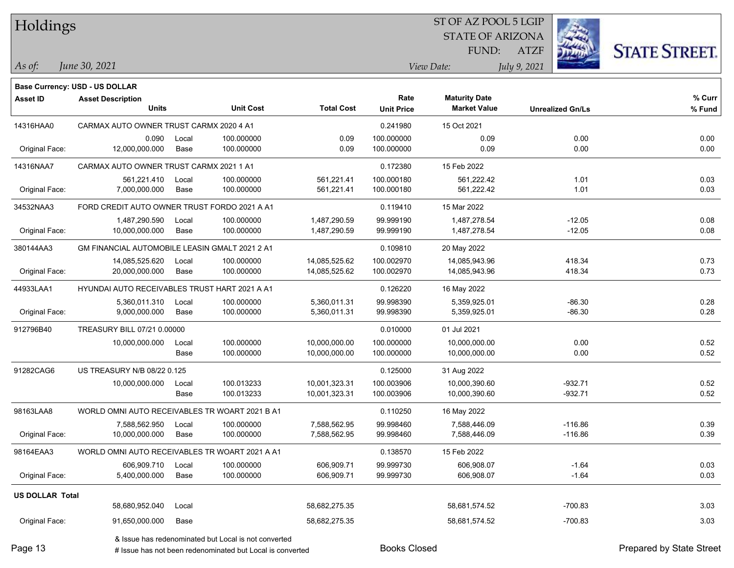# Holdings

ST OF AZ POOL 5 LGIP
STATE OF ARIZONA
FUND: ATZF

*As of:* *June 30, 2021*

*View Date:* *July 9, 2021*

**Base Currency: USD - US DOLLAR**

| Asset ID | Asset Description / Units | | Unit Cost | Total Cost | Rate / Unit Price | Maturity Date / Market Value | Unrealized Gn/Ls | % Curr / % Fund |
|---|---|---|---|---|---|---|---|---|
| 14316HAA0 | CARMAX AUTO OWNER TRUST CARMX 2020 4 A1 | | | | 0.241980 | 15 Oct 2021 | | |
| | 0.090 | Local | 100.000000 | 0.09 | 100.000000 | 0.09 | 0.00 | 0.00 |
| Original Face: | 12,000,000.000 | Base | 100.000000 | 0.09 | 100.000000 | 0.09 | 0.00 | 0.00 |
| 14316NAA7 | CARMAX AUTO OWNER TRUST CARMX 2021 1 A1 | | | | 0.172380 | 15 Feb 2022 | | |
| | 561,221.410 | Local | 100.000000 | 561,221.41 | 100.000180 | 561,222.42 | 1.01 | 0.03 |
| Original Face: | 7,000,000.000 | Base | 100.000000 | 561,221.41 | 100.000180 | 561,222.42 | 1.01 | 0.03 |
| 34532NAA3 | FORD CREDIT AUTO OWNER TRUST FORDO 2021 A A1 | | | | 0.119410 | 15 Mar 2022 | | |
| | 1,487,290.590 | Local | 100.000000 | 1,487,290.59 | 99.999190 | 1,487,278.54 | -12.05 | 0.08 |
| Original Face: | 10,000,000.000 | Base | 100.000000 | 1,487,290.59 | 99.999190 | 1,487,278.54 | -12.05 | 0.08 |
| 380144AA3 | GM FINANCIAL AUTOMOBILE LEASIN GMALT 2021 2 A1 | | | | 0.109810 | 20 May 2022 | | |
| | 14,085,525.620 | Local | 100.000000 | 14,085,525.62 | 100.002970 | 14,085,943.96 | 418.34 | 0.73 |
| Original Face: | 20,000,000.000 | Base | 100.000000 | 14,085,525.62 | 100.002970 | 14,085,943.96 | 418.34 | 0.73 |
| 44933LAA1 | HYUNDAI AUTO RECEIVABLES TRUST HART 2021 A A1 | | | | 0.126220 | 16 May 2022 | | |
| | 5,360,011.310 | Local | 100.000000 | 5,360,011.31 | 99.998390 | 5,359,925.01 | -86.30 | 0.28 |
| Original Face: | 9,000,000.000 | Base | 100.000000 | 5,360,011.31 | 99.998390 | 5,359,925.01 | -86.30 | 0.28 |
| 912796B40 | TREASURY BILL 07/21 0.00000 | | | | 0.010000 | 01 Jul 2021 | | |
| | 10,000,000.000 | Local | 100.000000 | 10,000,000.00 | 100.000000 | 10,000,000.00 | 0.00 | 0.52 |
| | | Base | 100.000000 | 10,000,000.00 | 100.000000 | 10,000,000.00 | 0.00 | 0.52 |
| 91282CAG6 | US TREASURY N/B 08/22 0.125 | | | | 0.125000 | 31 Aug 2022 | | |
| | 10,000,000.000 | Local | 100.013233 | 10,001,323.31 | 100.003906 | 10,000,390.60 | -932.71 | 0.52 |
| | | Base | 100.013233 | 10,001,323.31 | 100.003906 | 10,000,390.60 | -932.71 | 0.52 |
| 98163LAA8 | WORLD OMNI AUTO RECEIVABLES TR WOART 2021 B A1 | | | | 0.110250 | 16 May 2022 | | |
| | 7,588,562.950 | Local | 100.000000 | 7,588,562.95 | 99.998460 | 7,588,446.09 | -116.86 | 0.39 |
| Original Face: | 10,000,000.000 | Base | 100.000000 | 7,588,562.95 | 99.998460 | 7,588,446.09 | -116.86 | 0.39 |
| 98164EAA3 | WORLD OMNI AUTO RECEIVABLES TR WOART 2021 A A1 | | | | 0.138570 | 15 Feb 2022 | | |
| | 606,909.710 | Local | 100.000000 | 606,909.71 | 99.999730 | 606,908.07 | -1.64 | 0.03 |
| Original Face: | 5,400,000.000 | Base | 100.000000 | 606,909.71 | 99.999730 | 606,908.07 | -1.64 | 0.03 |
| **US DOLLAR Total** | | | | | | | | |
| | 58,680,952.040 | Local | | 58,682,275.35 | | 58,681,574.52 | -700.83 | 3.03 |
| Original Face: | 91,650,000.000 | Base | | 58,682,275.35 | | 58,681,574.52 | -700.83 | 3.03 |

& Issue has redenominated but Local is not converted
# Issue has not been redenominated but Local is converted

Books Closed

Prepared by State Street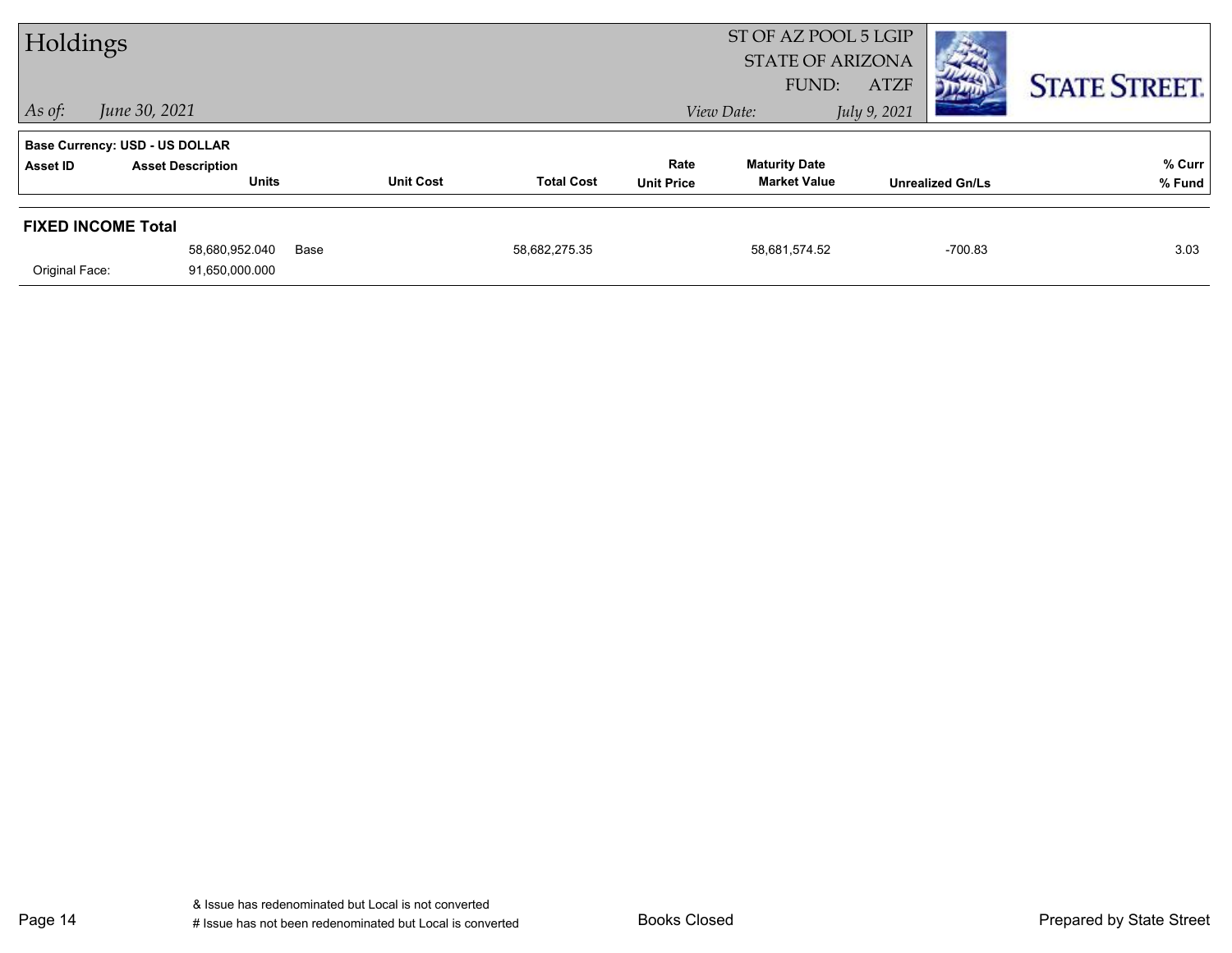# Holdings

ST OF AZ POOL 5 LGIP
STATE OF ARIZONA
FUND: ATZF

*As of:* *June 30, 2021*

*View Date:* *July 9, 2021*

STATE STREET.

Base Currency: USD - US DOLLAR

| Asset ID | Asset Description / Units | | Unit Cost | Total Cost | Rate / Unit Price | Maturity Date / Market Value | Unrealized Gn/Ls | % Curr / % Fund |
|---|---|---|---|---|---|---|---|---|
| **FIXED INCOME Total** | | | | | | | | |
| | 58,680,952.040 | Base | | 58,682,275.35 | | 58,681,574.52 | -700.83 | 3.03 |
| Original Face: | 91,650,000.000 | | | | | | | |

& Issue has redenominated but Local is not converted
# Issue has not been redenominated but Local is converted

Books Closed

Prepared by State Street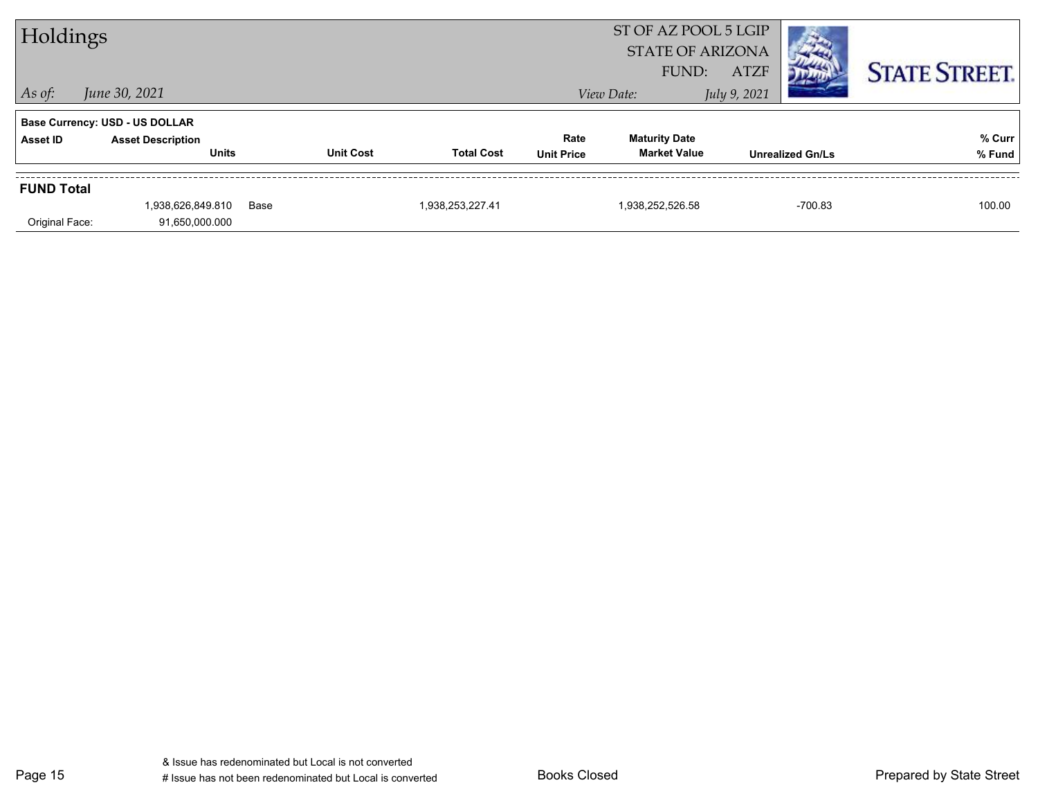# Holdings

ST OF AZ POOL 5 LGIP
STATE OF ARIZONA
FUND: ATZF

*As of:* *June 30, 2021*

*View Date:* *July 9, 2021*

**STATE STREET.**

**Base Currency: USD - US DOLLAR**

| Asset ID | Asset Description<br>Units | | Unit Cost | Total Cost | Rate<br>Unit Price | Maturity Date<br>Market Value | Unrealized Gn/Ls | % Curr<br>% Fund |
|---|---|---|---|---|---|---|---|---|
| **FUND Total** | | | | | | | | |
| | 1,938,626,849.810 | Base | | 1,938,253,227.41 | | 1,938,252,526.58 | -700.83 | 100.00 |
| Original Face: | 91,650,000.000 | | | | | | | |

& Issue has redenominated but Local is not converted
# Issue has not been redenominated but Local is converted

Books Closed

Prepared by State Street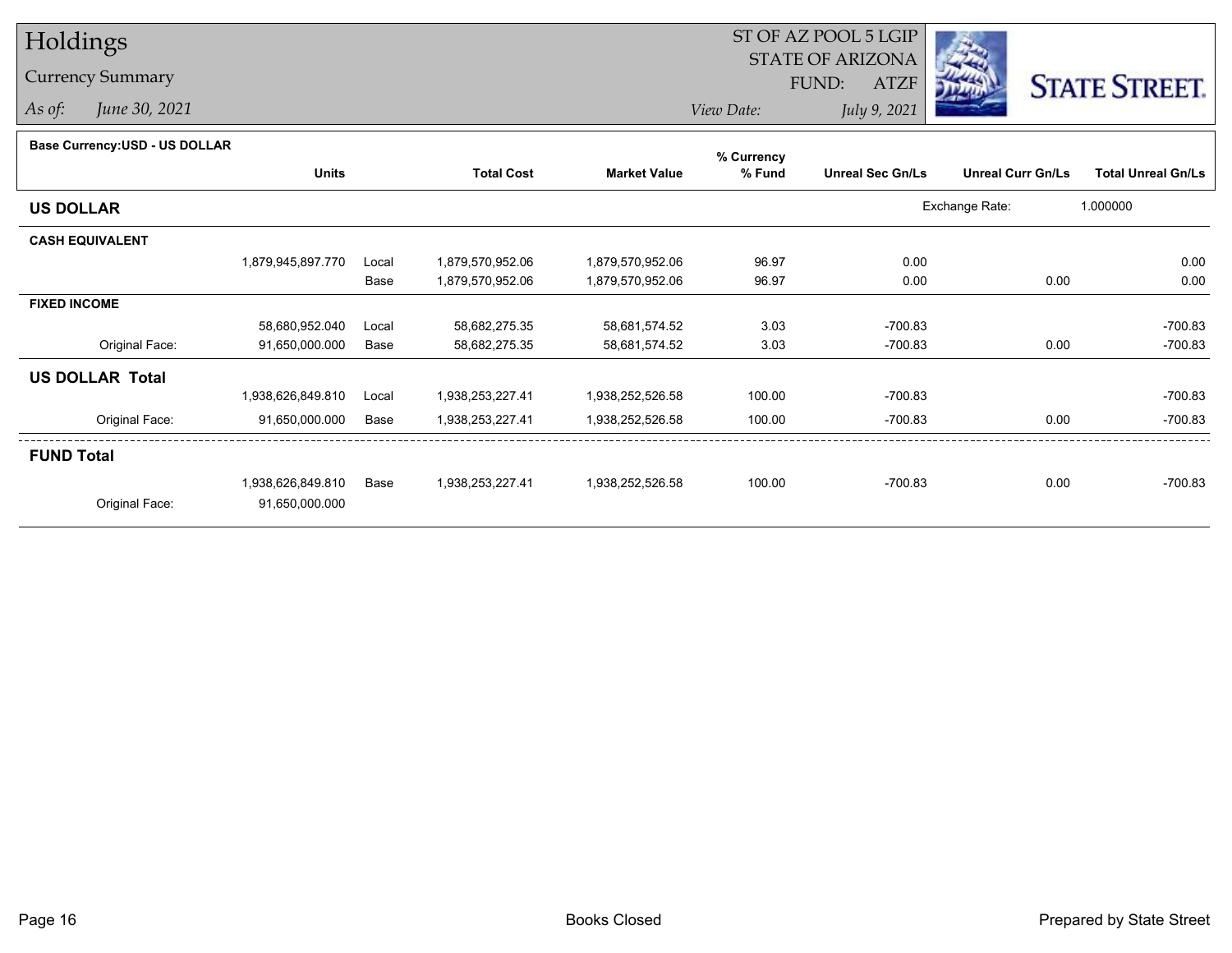# Holdings

## Currency Summary

*As of:* *June 30, 2021*

ST OF AZ POOL 5 LGIP
STATE OF ARIZONA
FUND: ATZF

*View Date:* *July 9, 2021*

STATE STREET.

**Base Currency:USD - US DOLLAR**

| | Units | | Total Cost | Market Value | % Currency % Fund | Unreal Sec Gn/Ls | Unreal Curr Gn/Ls | Total Unreal Gn/Ls |
|---|---|---|---|---|---|---|---|---|
| **US DOLLAR** | | | | | | Exchange Rate: | 1.000000 | |
| **CASH EQUIVALENT** | | | | | | | | |
| | 1,879,945,897.770 | Local | 1,879,570,952.06 | 1,879,570,952.06 | 96.97 | 0.00 | | 0.00 |
| | | Base | 1,879,570,952.06 | 1,879,570,952.06 | 96.97 | 0.00 | 0.00 | 0.00 |
| **FIXED INCOME** | | | | | | | | |
| | 58,680,952.040 | Local | 58,682,275.35 | 58,681,574.52 | 3.03 | -700.83 | | -700.83 |
| Original Face: | 91,650,000.000 | Base | 58,682,275.35 | 58,681,574.52 | 3.03 | -700.83 | 0.00 | -700.83 |
| **US DOLLAR Total** | | | | | | | | |
| | 1,938,626,849.810 | Local | 1,938,253,227.41 | 1,938,252,526.58 | 100.00 | -700.83 | | -700.83 |
| Original Face: | 91,650,000.000 | Base | 1,938,253,227.41 | 1,938,252,526.58 | 100.00 | -700.83 | 0.00 | -700.83 |
| **FUND Total** | | | | | | | | |
| | 1,938,626,849.810 | Base | 1,938,253,227.41 | 1,938,252,526.58 | 100.00 | -700.83 | 0.00 | -700.83 |
| Original Face: | 91,650,000.000 | | | | | | | |

Books Closed

Prepared by State Street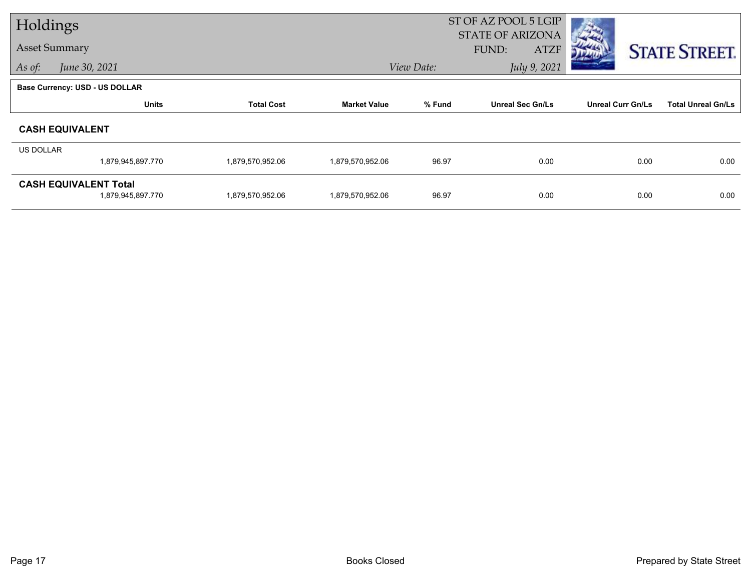# Holdings

## Asset Summary

*As of:* *June 30, 2021*

ST OF AZ POOL 5 LGIP
STATE OF ARIZONA
FUND: ATZF

*View Date:* *July 9, 2021*

**Base Currency: USD - US DOLLAR**

| | Units | Total Cost | Market Value | % Fund | Unreal Sec Gn/Ls | Unreal Curr Gn/Ls | Total Unreal Gn/Ls |
|---|---|---|---|---|---|---|---|
| **CASH EQUIVALENT** | | | | | | | |
| US DOLLAR | 1,879,945,897.770 | 1,879,570,952.06 | 1,879,570,952.06 | 96.97 | 0.00 | 0.00 | 0.00 |
| **CASH EQUIVALENT Total** | 1,879,945,897.770 | 1,879,570,952.06 | 1,879,570,952.06 | 96.97 | 0.00 | 0.00 | 0.00 |

Books Closed

Prepared by State Street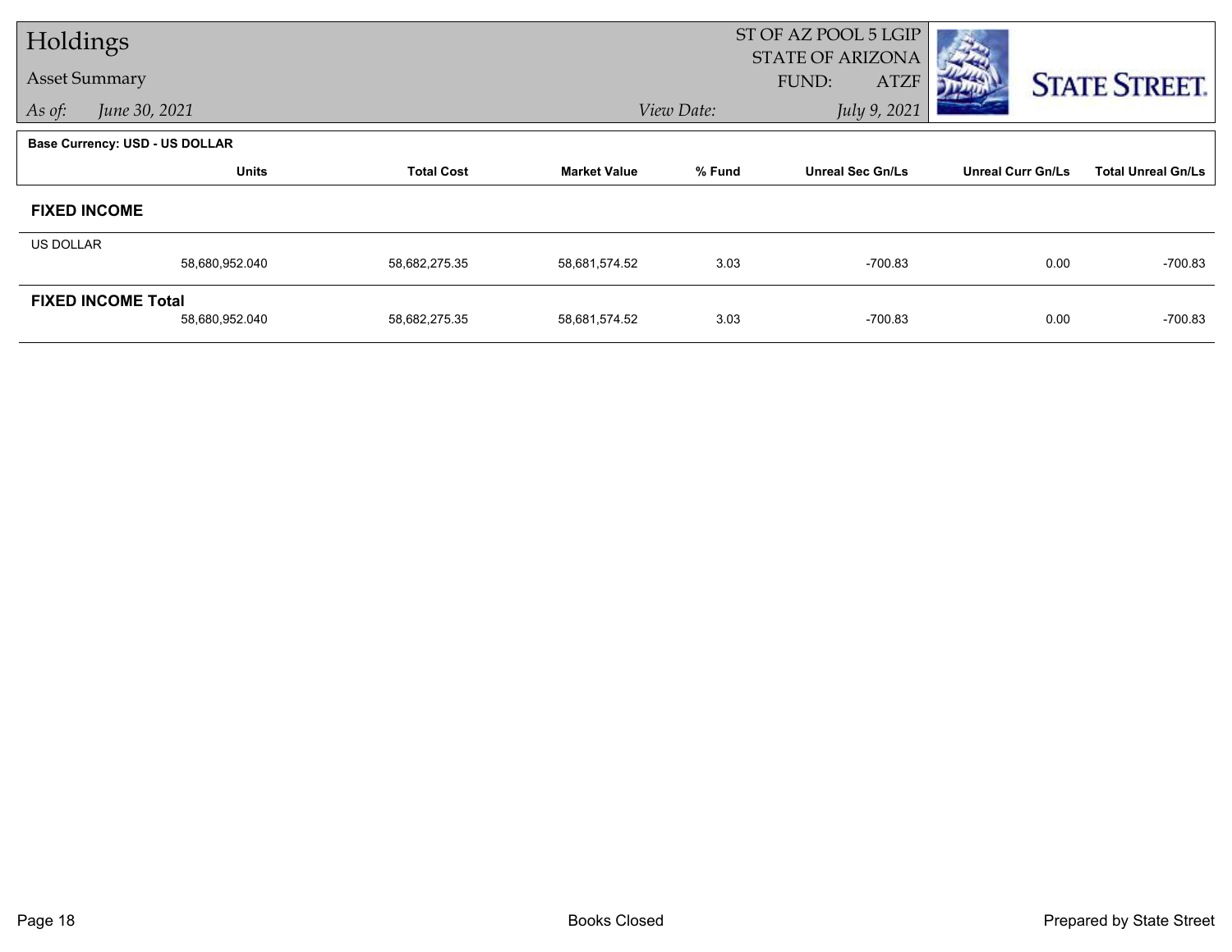# Holdings

## Asset Summary

*As of:* *June 30, 2021*

ST OF AZ POOL 5 LGIP
STATE OF ARIZONA
FUND: ATZF
*View Date:* *July 9, 2021*

STATE STREET.

**Base Currency: USD - US DOLLAR**

| | Units | Total Cost | Market Value | % Fund | Unreal Sec Gn/Ls | Unreal Curr Gn/Ls | Total Unreal Gn/Ls |
|---|---|---|---|---|---|---|---|
| **FIXED INCOME** | | | | | | | |
| US DOLLAR | 58,680,952.040 | 58,682,275.35 | 58,681,574.52 | 3.03 | -700.83 | 0.00 | -700.83 |
| **FIXED INCOME Total** | 58,680,952.040 | 58,682,275.35 | 58,681,574.52 | 3.03 | -700.83 | 0.00 | -700.83 |

Books Closed

Prepared by State Street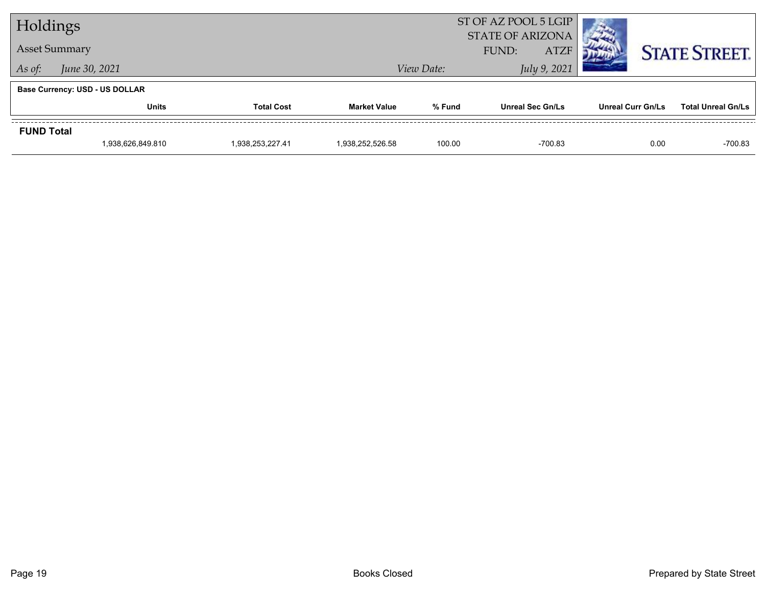# Holdings

## Asset Summary

*As of:* *June 30, 2021*

ST OF AZ POOL 5 LGIP
STATE OF ARIZONA
FUND: ATZF

*View Date:* *July 9, 2021*

**Base Currency: USD - US DOLLAR**

| | Units | Total Cost | Market Value | % Fund | Unreal Sec Gn/Ls | Unreal Curr Gn/Ls | Total Unreal Gn/Ls |
|---|---|---|---|---|---|---|---|
| **FUND Total** | 1,938,626,849.810 | 1,938,253,227.41 | 1,938,252,526.58 | 100.00 | -700.83 | 0.00 | -700.83 |

Books Closed

Prepared by State Street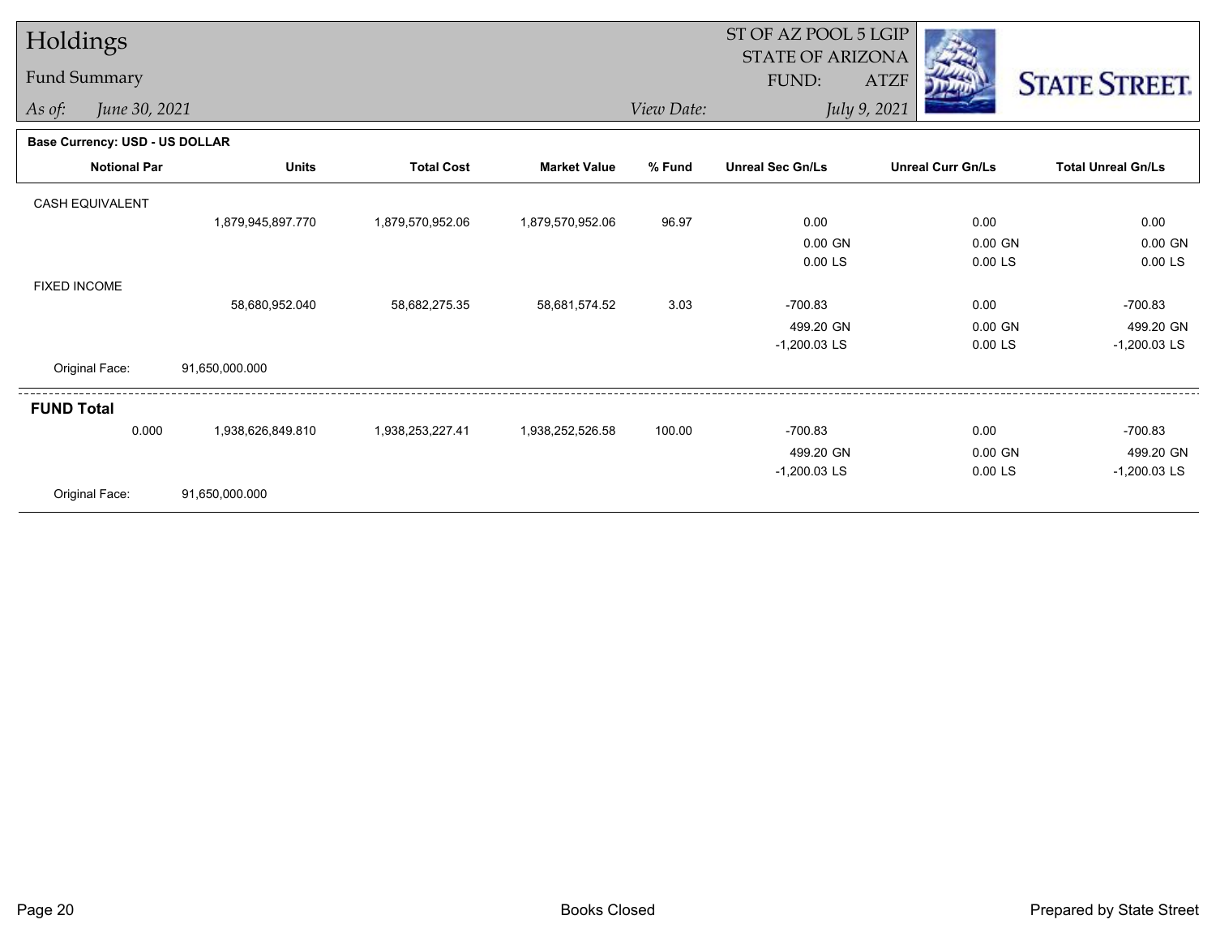# Holdings

Fund Summary

*As of: June 30, 2021*

ST OF AZ POOL 5 LGIP
STATE OF ARIZONA
FUND: ATZF

*View Date: July 9, 2021*

STATE STREET.

**Base Currency: USD - US DOLLAR**

| Notional Par | Units | Total Cost | Market Value | % Fund | Unreal Sec Gn/Ls | Unreal Curr Gn/Ls | Total Unreal Gn/Ls |
|---|---|---|---|---|---|---|---|
| CASH EQUIVALENT | | | | | | | |
| | 1,879,945,897.770 | 1,879,570,952.06 | 1,879,570,952.06 | 96.97 | 0.00 | 0.00 | 0.00 |
| | | | | | 0.00 GN | 0.00 GN | 0.00 GN |
| | | | | | 0.00 LS | 0.00 LS | 0.00 LS |
| FIXED INCOME | | | | | | | |
| | 58,680,952.040 | 58,682,275.35 | 58,681,574.52 | 3.03 | -700.83 | 0.00 | -700.83 |
| | | | | | 499.20 GN | 0.00 GN | 499.20 GN |
| | | | | | -1,200.03 LS | 0.00 LS | -1,200.03 LS |
| Original Face: | 91,650,000.000 | | | | | | |
| **FUND Total** | | | | | | | |
| 0.000 | 1,938,626,849.810 | 1,938,253,227.41 | 1,938,252,526.58 | 100.00 | -700.83 | 0.00 | -700.83 |
| | | | | | 499.20 GN | 0.00 GN | 499.20 GN |
| | | | | | -1,200.03 LS | 0.00 LS | -1,200.03 LS |
| Original Face: | 91,650,000.000 | | | | | | |

Books Closed

Prepared by State Street